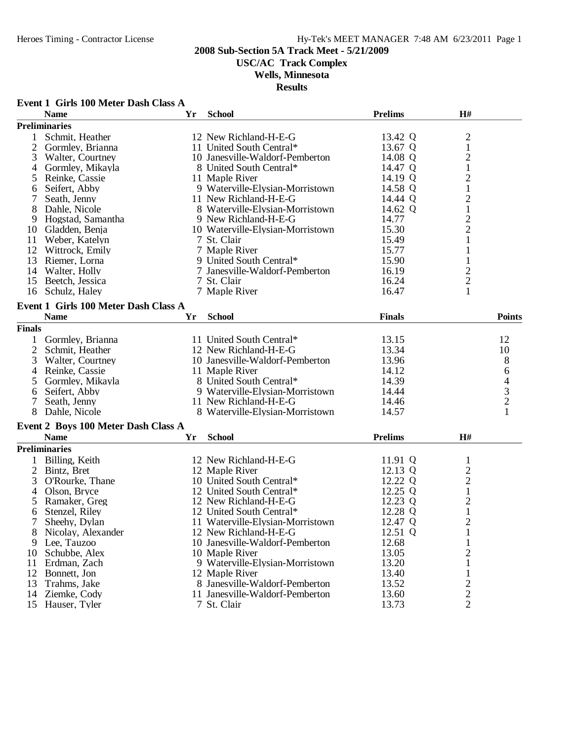**2008 Sub-Section 5A Track Meet - 5/21/2009**
**USC/AC Track Complex**
**Wells, Minnesota**
**Results**

### Event 1 Girls 100 Meter Dash Class A

**Preliminaries**

| | Name | Yr | School | Prelims | H# |
|---|---|---|---|---|---|
| 1 | Schmit, Heather | 12 | New Richland-H-E-G | 13.42 Q | 2 |
| 2 | Gormley, Brianna | 11 | United South Central* | 13.67 Q | 1 |
| 3 | Walter, Courtney | 10 | Janesville-Waldorf-Pemberton | 14.08 Q | 2 |
| 4 | Gormley, Mikayla | 8 | United South Central* | 14.47 Q | 1 |
| 5 | Reinke, Cassie | 11 | Maple River | 14.19 Q | 2 |
| 6 | Seifert, Abby | 9 | Waterville-Elysian-Morristown | 14.58 Q | 1 |
| 7 | Seath, Jenny | 11 | New Richland-H-E-G | 14.44 Q | 2 |
| 8 | Dahle, Nicole | 8 | Waterville-Elysian-Morristown | 14.62 Q | 1 |
| 9 | Hogstad, Samantha | 9 | New Richland-H-E-G | 14.77 | 2 |
| 10 | Gladden, Benja | 10 | Waterville-Elysian-Morristown | 15.30 | 2 |
| 11 | Weber, Katelyn | 7 | St. Clair | 15.49 | 1 |
| 12 | Wittrock, Emily | 7 | Maple River | 15.77 | 1 |
| 13 | Riemer, Lorna | 9 | United South Central* | 15.90 | 1 |
| 14 | Walter, Holly | 7 | Janesville-Waldorf-Pemberton | 16.19 | 2 |
| 15 | Beetch, Jessica | 7 | St. Clair | 16.24 | 2 |
| 16 | Schulz, Haley | 7 | Maple River | 16.47 | 1 |

### Event 1 Girls 100 Meter Dash Class A

**Finals**

| | Name | Yr | School | Finals | Points |
|---|---|---|---|---|---|
| 1 | Gormley, Brianna | 11 | United South Central* | 13.15 | 12 |
| 2 | Schmit, Heather | 12 | New Richland-H-E-G | 13.34 | 10 |
| 3 | Walter, Courtney | 10 | Janesville-Waldorf-Pemberton | 13.96 | 8 |
| 4 | Reinke, Cassie | 11 | Maple River | 14.12 | 6 |
| 5 | Gormley, Mikayla | 8 | United South Central* | 14.39 | 4 |
| 6 | Seifert, Abby | 9 | Waterville-Elysian-Morristown | 14.44 | 3 |
| 7 | Seath, Jenny | 11 | New Richland-H-E-G | 14.46 | 2 |
| 8 | Dahle, Nicole | 8 | Waterville-Elysian-Morristown | 14.57 | 1 |

### Event 2 Boys 100 Meter Dash Class A

**Preliminaries**

| | Name | Yr | School | Prelims | H# |
|---|---|---|---|---|---|
| 1 | Billing, Keith | 12 | New Richland-H-E-G | 11.91 Q | 1 |
| 2 | Bintz, Bret | 12 | Maple River | 12.13 Q | 2 |
| 3 | O'Rourke, Thane | 10 | United South Central* | 12.22 Q | 2 |
| 4 | Olson, Bryce | 12 | United South Central* | 12.25 Q | 1 |
| 5 | Ramaker, Greg | 12 | New Richland-H-E-G | 12.23 Q | 2 |
| 6 | Stenzel, Riley | 12 | United South Central* | 12.28 Q | 1 |
| 7 | Sheehy, Dylan | 11 | Waterville-Elysian-Morristown | 12.47 Q | 2 |
| 8 | Nicolay, Alexander | 12 | New Richland-H-E-G | 12.51 Q | 1 |
| 9 | Lee, Tauzoo | 10 | Janesville-Waldorf-Pemberton | 12.68 | 1 |
| 10 | Schubbe, Alex | 10 | Maple River | 13.05 | 2 |
| 11 | Erdman, Zach | 9 | Waterville-Elysian-Morristown | 13.20 | 1 |
| 12 | Bonnett, Jon | 12 | Maple River | 13.40 | 1 |
| 13 | Trahms, Jake | 8 | Janesville-Waldorf-Pemberton | 13.52 | 2 |
| 14 | Ziemke, Cody | 11 | Janesville-Waldorf-Pemberton | 13.60 | 2 |
| 15 | Hauser, Tyler | 7 | St. Clair | 13.73 | 2 |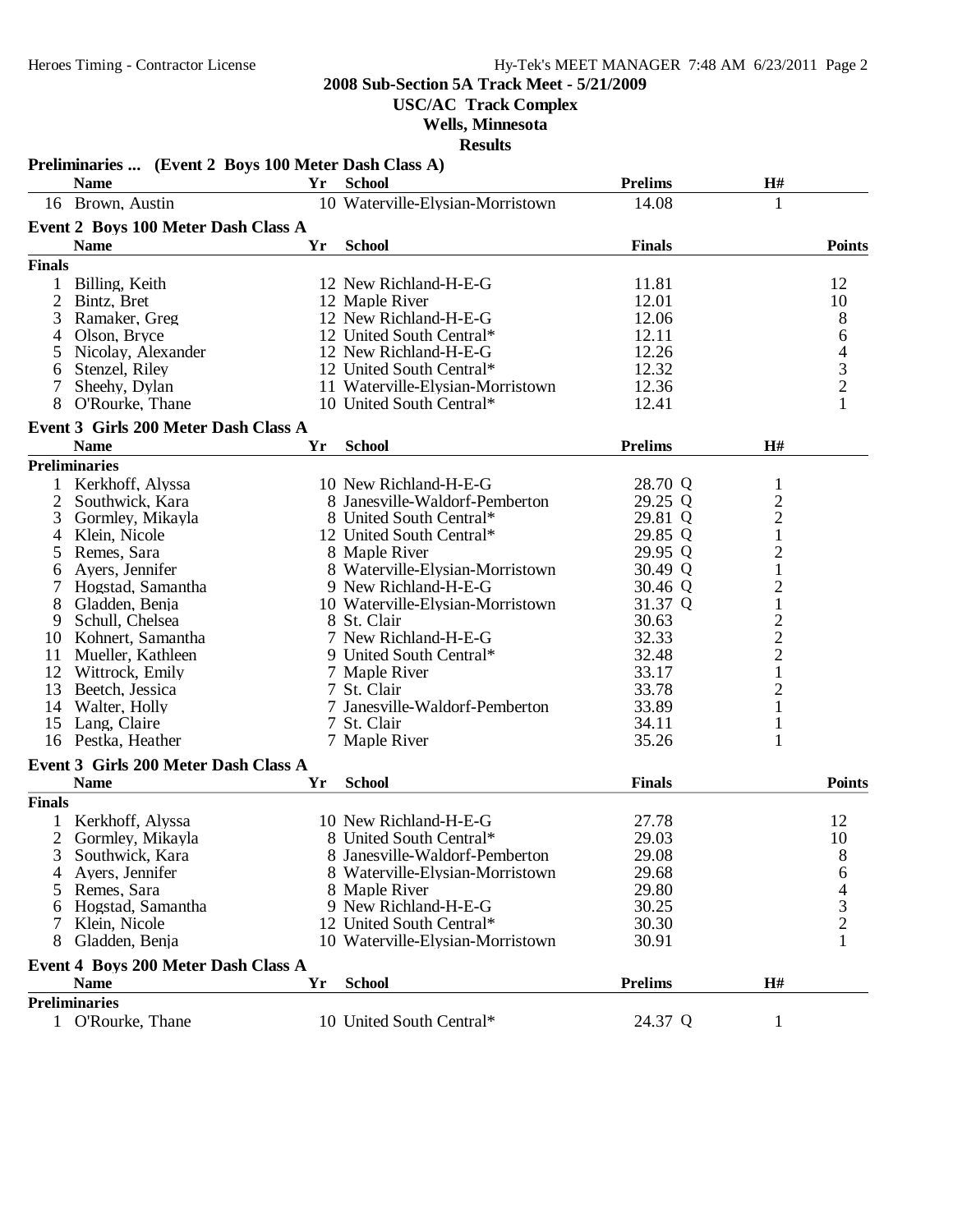**2008 Sub-Section 5A Track Meet - 5/21/2009**

**USC/AC Track Complex**

**Wells, Minnesota**

**Results**

### Preliminaries ... (Event 2 Boys 100 Meter Dash Class A)

| | Name | Yr | School | Prelims | H# |
|---|---|---|---|---|---|
| 16 | Brown, Austin | 10 | Waterville-Elysian-Morristown | 14.08 | 1 |

### Event 2 Boys 100 Meter Dash Class A

| | Name | Yr | School | Finals | Points |
|---|---|---|---|---|---|
| **Finals** | | | | | |
| 1 | Billing, Keith | 12 | New Richland-H-E-G | 11.81 | 12 |
| 2 | Bintz, Bret | 12 | Maple River | 12.01 | 10 |
| 3 | Ramaker, Greg | 12 | New Richland-H-E-G | 12.06 | 8 |
| 4 | Olson, Bryce | 12 | United South Central* | 12.11 | 6 |
| 5 | Nicolay, Alexander | 12 | New Richland-H-E-G | 12.26 | 4 |
| 6 | Stenzel, Riley | 12 | United South Central* | 12.32 | 3 |
| 7 | Sheehy, Dylan | 11 | Waterville-Elysian-Morristown | 12.36 | 2 |
| 8 | O'Rourke, Thane | 10 | United South Central* | 12.41 | 1 |

### Event 3 Girls 200 Meter Dash Class A

| | Name | Yr | School | Prelims | H# |
|---|---|---|---|---|---|
| **Preliminaries** | | | | | |
| 1 | Kerkhoff, Alyssa | 10 | New Richland-H-E-G | 28.70 Q | 1 |
| 2 | Southwick, Kara | 8 | Janesville-Waldorf-Pemberton | 29.25 Q | 2 |
| 3 | Gormley, Mikayla | 8 | United South Central* | 29.81 Q | 2 |
| 4 | Klein, Nicole | 12 | United South Central* | 29.85 Q | 1 |
| 5 | Remes, Sara | 8 | Maple River | 29.95 Q | 2 |
| 6 | Ayers, Jennifer | 8 | Waterville-Elysian-Morristown | 30.49 Q | 1 |
| 7 | Hogstad, Samantha | 9 | New Richland-H-E-G | 30.46 Q | 2 |
| 8 | Gladden, Benja | 10 | Waterville-Elysian-Morristown | 31.37 Q | 1 |
| 9 | Schull, Chelsea | 8 | St. Clair | 30.63 | 2 |
| 10 | Kohnert, Samantha | 7 | New Richland-H-E-G | 32.33 | 2 |
| 11 | Mueller, Kathleen | 9 | United South Central* | 32.48 | 2 |
| 12 | Wittrock, Emily | 7 | Maple River | 33.17 | 1 |
| 13 | Beetch, Jessica | 7 | St. Clair | 33.78 | 2 |
| 14 | Walter, Holly | 7 | Janesville-Waldorf-Pemberton | 33.89 | 1 |
| 15 | Lang, Claire | 7 | St. Clair | 34.11 | 1 |
| 16 | Pestka, Heather | 7 | Maple River | 35.26 | 1 |

### Event 3 Girls 200 Meter Dash Class A

| | Name | Yr | School | Finals | Points |
|---|---|---|---|---|---|
| **Finals** | | | | | |
| 1 | Kerkhoff, Alyssa | 10 | New Richland-H-E-G | 27.78 | 12 |
| 2 | Gormley, Mikayla | 8 | United South Central* | 29.03 | 10 |
| 3 | Southwick, Kara | 8 | Janesville-Waldorf-Pemberton | 29.08 | 8 |
| 4 | Ayers, Jennifer | 8 | Waterville-Elysian-Morristown | 29.68 | 6 |
| 5 | Remes, Sara | 8 | Maple River | 29.80 | 4 |
| 6 | Hogstad, Samantha | 9 | New Richland-H-E-G | 30.25 | 3 |
| 7 | Klein, Nicole | 12 | United South Central* | 30.30 | 2 |
| 8 | Gladden, Benja | 10 | Waterville-Elysian-Morristown | 30.91 | 1 |

### Event 4 Boys 200 Meter Dash Class A

| | Name | Yr | School | Prelims | H# |
|---|---|---|---|---|---|
| **Preliminaries** | | | | | |
| 1 | O'Rourke, Thane | 10 | United South Central* | 24.37 Q | 1 |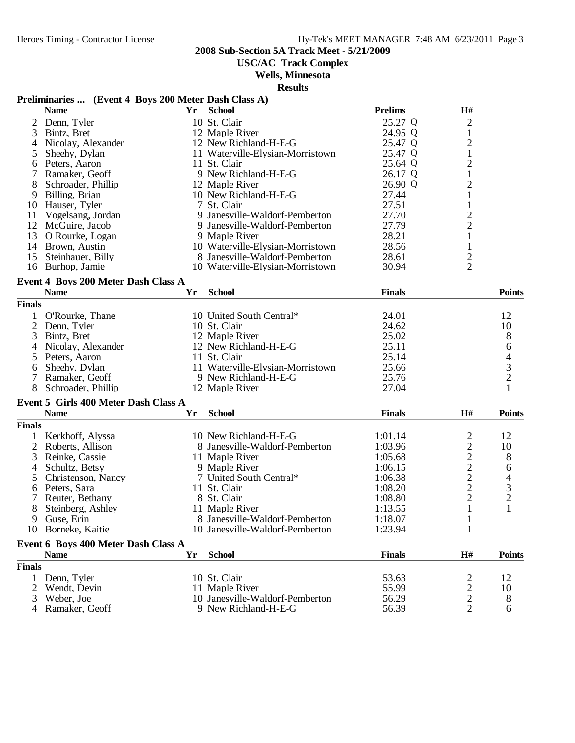**2008 Sub-Section 5A Track Meet - 5/21/2009**

**USC/AC Track Complex**

**Wells, Minnesota**

**Results**

### Preliminaries ... (Event 4 Boys 200 Meter Dash Class A)

| | Name | Yr | School | Prelims | H# |
|---|---|---|---|---|---|
| 2 | Denn, Tyler | 10 | St. Clair | 25.27 Q | 2 |
| 3 | Bintz, Bret | 12 | Maple River | 24.95 Q | 1 |
| 4 | Nicolay, Alexander | 12 | New Richland-H-E-G | 25.47 Q | 2 |
| 5 | Sheehy, Dylan | 11 | Waterville-Elysian-Morristown | 25.47 Q | 1 |
| 6 | Peters, Aaron | 11 | St. Clair | 25.64 Q | 2 |
| 7 | Ramaker, Geoff | 9 | New Richland-H-E-G | 26.17 Q | 1 |
| 8 | Schroader, Phillip | 12 | Maple River | 26.90 Q | 2 |
| 9 | Billing, Brian | 10 | New Richland-H-E-G | 27.44 | 1 |
| 10 | Hauser, Tyler | 7 | St. Clair | 27.51 | 1 |
| 11 | Vogelsang, Jordan | 9 | Janesville-Waldorf-Pemberton | 27.70 | 2 |
| 12 | McGuire, Jacob | 9 | Janesville-Waldorf-Pemberton | 27.79 | 2 |
| 13 | O Rourke, Logan | 9 | Maple River | 28.21 | 1 |
| 14 | Brown, Austin | 10 | Waterville-Elysian-Morristown | 28.56 | 1 |
| 15 | Steinhauer, Billy | 8 | Janesville-Waldorf-Pemberton | 28.61 | 2 |
| 16 | Burhop, Jamie | 10 | Waterville-Elysian-Morristown | 30.94 | 2 |

### Event 4 Boys 200 Meter Dash Class A

| | Name | Yr | School | Finals | Points |
|---|---|---|---|---|---|
| **Finals** | | | | | |
| 1 | O'Rourke, Thane | 10 | United South Central* | 24.01 | 12 |
| 2 | Denn, Tyler | 10 | St. Clair | 24.62 | 10 |
| 3 | Bintz, Bret | 12 | Maple River | 25.02 | 8 |
| 4 | Nicolay, Alexander | 12 | New Richland-H-E-G | 25.11 | 6 |
| 5 | Peters, Aaron | 11 | St. Clair | 25.14 | 4 |
| 6 | Sheehy, Dylan | 11 | Waterville-Elysian-Morristown | 25.66 | 3 |
| 7 | Ramaker, Geoff | 9 | New Richland-H-E-G | 25.76 | 2 |
| 8 | Schroader, Phillip | 12 | Maple River | 27.04 | 1 |

### Event 5 Girls 400 Meter Dash Class A

| | Name | Yr | School | Finals | H# | Points |
|---|---|---|---|---|---|---|
| **Finals** | | | | | | |
| 1 | Kerkhoff, Alyssa | 10 | New Richland-H-E-G | 1:01.14 | 2 | 12 |
| 2 | Roberts, Allison | 8 | Janesville-Waldorf-Pemberton | 1:03.96 | 2 | 10 |
| 3 | Reinke, Cassie | 11 | Maple River | 1:05.68 | 2 | 8 |
| 4 | Schultz, Betsy | 9 | Maple River | 1:06.15 | 2 | 6 |
| 5 | Christenson, Nancy | 7 | United South Central* | 1:06.38 | 2 | 4 |
| 6 | Peters, Sara | 11 | St. Clair | 1:08.20 | 2 | 3 |
| 7 | Reuter, Bethany | 8 | St. Clair | 1:08.80 | 2 | 2 |
| 8 | Steinberg, Ashley | 11 | Maple River | 1:13.55 | 1 | 1 |
| 9 | Guse, Erin | 8 | Janesville-Waldorf-Pemberton | 1:18.07 | 1 | |
| 10 | Borneke, Kaitie | 10 | Janesville-Waldorf-Pemberton | 1:23.94 | 1 | |

### Event 6 Boys 400 Meter Dash Class A

| | Name | Yr | School | Finals | H# | Points |
|---|---|---|---|---|---|---|
| **Finals** | | | | | | |
| 1 | Denn, Tyler | 10 | St. Clair | 53.63 | 2 | 12 |
| 2 | Wendt, Devin | 11 | Maple River | 55.99 | 2 | 10 |
| 3 | Weber, Joe | 10 | Janesville-Waldorf-Pemberton | 56.29 | 2 | 8 |
| 4 | Ramaker, Geoff | 9 | New Richland-H-E-G | 56.39 | 2 | 6 |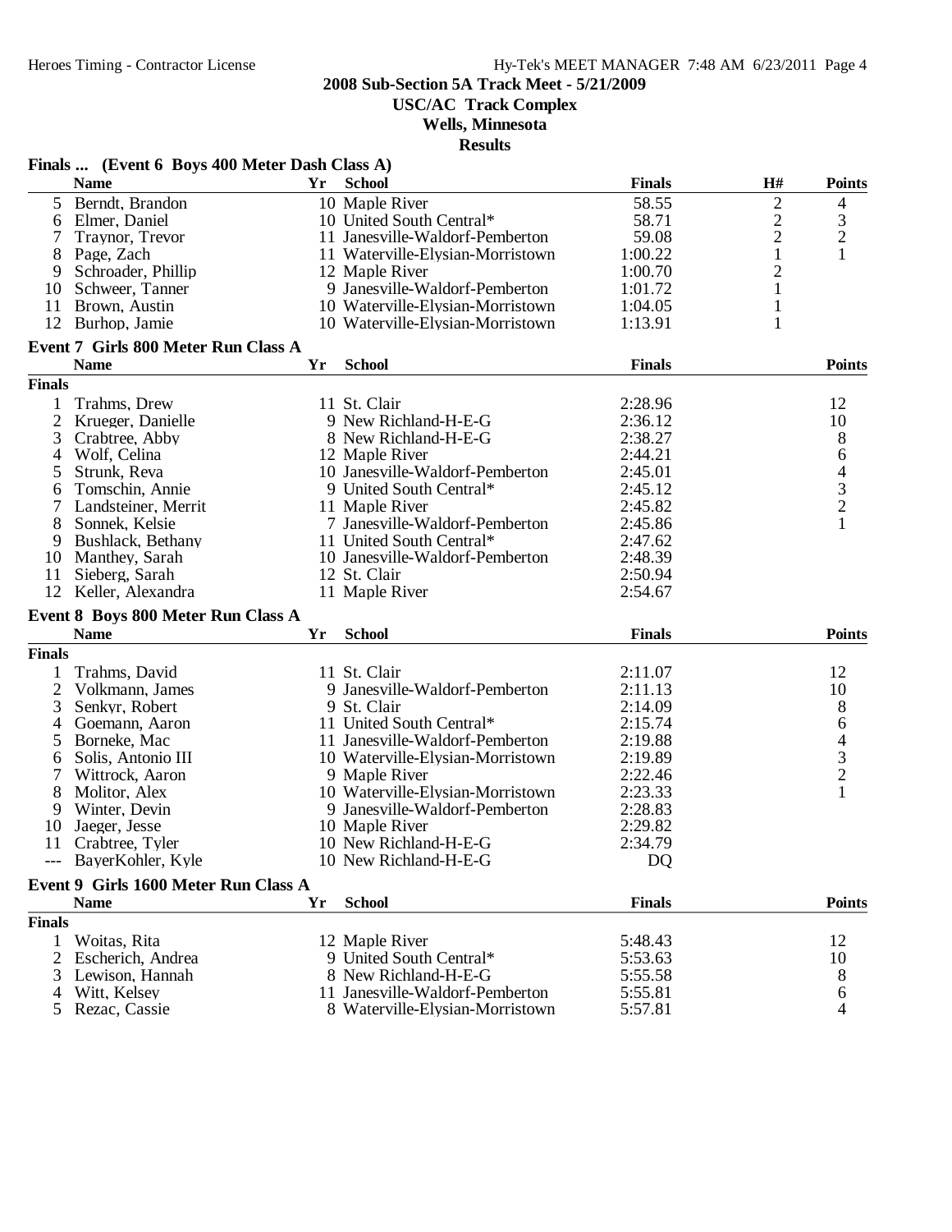**2008 Sub-Section 5A Track Meet - 5/21/2009**

**USC/AC Track Complex**

**Wells, Minnesota**

**Results**

### Finals ... (Event 6 Boys 400 Meter Dash Class A)

| | Name | Yr | School | Finals | H# | Points |
|---|---|---|---|---|---|---|
| 5 | Berndt, Brandon | 10 | Maple River | 58.55 | 2 | 4 |
| 6 | Elmer, Daniel | 10 | United South Central* | 58.71 | 2 | 3 |
| 7 | Traynor, Trevor | 11 | Janesville-Waldorf-Pemberton | 59.08 | 2 | 2 |
| 8 | Page, Zach | 11 | Waterville-Elysian-Morristown | 1:00.22 | 1 | 1 |
| 9 | Schroader, Phillip | 12 | Maple River | 1:00.70 | 2 | |
| 10 | Schweer, Tanner | 9 | Janesville-Waldorf-Pemberton | 1:01.72 | 1 | |
| 11 | Brown, Austin | 10 | Waterville-Elysian-Morristown | 1:04.05 | 1 | |
| 12 | Burhop, Jamie | 10 | Waterville-Elysian-Morristown | 1:13.91 | 1 | |

### Event 7 Girls 800 Meter Run Class A

| | Name | Yr | School | Finals | Points |
|---|---|---|---|---|---|
| **Finals** | | | | | |
| 1 | Trahms, Drew | 11 | St. Clair | 2:28.96 | 12 |
| 2 | Krueger, Danielle | 9 | New Richland-H-E-G | 2:36.12 | 10 |
| 3 | Crabtree, Abby | 8 | New Richland-H-E-G | 2:38.27 | 8 |
| 4 | Wolf, Celina | 12 | Maple River | 2:44.21 | 6 |
| 5 | Strunk, Reva | 10 | Janesville-Waldorf-Pemberton | 2:45.01 | 4 |
| 6 | Tomschin, Annie | 9 | United South Central* | 2:45.12 | 3 |
| 7 | Landsteiner, Merrit | 11 | Maple River | 2:45.82 | 2 |
| 8 | Sonnek, Kelsie | 7 | Janesville-Waldorf-Pemberton | 2:45.86 | 1 |
| 9 | Bushlack, Bethany | 11 | United South Central* | 2:47.62 | |
| 10 | Manthey, Sarah | 10 | Janesville-Waldorf-Pemberton | 2:48.39 | |
| 11 | Sieberg, Sarah | 12 | St. Clair | 2:50.94 | |
| 12 | Keller, Alexandra | 11 | Maple River | 2:54.67 | |

### Event 8 Boys 800 Meter Run Class A

| | Name | Yr | School | Finals | Points |
|---|---|---|---|---|---|
| **Finals** | | | | | |
| 1 | Trahms, David | 11 | St. Clair | 2:11.07 | 12 |
| 2 | Volkmann, James | 9 | Janesville-Waldorf-Pemberton | 2:11.13 | 10 |
| 3 | Senkyr, Robert | 9 | St. Clair | 2:14.09 | 8 |
| 4 | Goemann, Aaron | 11 | United South Central* | 2:15.74 | 6 |
| 5 | Borneke, Mac | 11 | Janesville-Waldorf-Pemberton | 2:19.88 | 4 |
| 6 | Solis, Antonio III | 10 | Waterville-Elysian-Morristown | 2:19.89 | 3 |
| 7 | Wittrock, Aaron | 9 | Maple River | 2:22.46 | 2 |
| 8 | Molitor, Alex | 10 | Waterville-Elysian-Morristown | 2:23.33 | 1 |
| 9 | Winter, Devin | 9 | Janesville-Waldorf-Pemberton | 2:28.83 | |
| 10 | Jaeger, Jesse | 10 | Maple River | 2:29.82 | |
| 11 | Crabtree, Tyler | 10 | New Richland-H-E-G | 2:34.79 | |
| --- | BayerKohler, Kyle | 10 | New Richland-H-E-G | DQ | |

### Event 9 Girls 1600 Meter Run Class A

| | Name | Yr | School | Finals | Points |
|---|---|---|---|---|---|
| **Finals** | | | | | |
| 1 | Woitas, Rita | 12 | Maple River | 5:48.43 | 12 |
| 2 | Escherich, Andrea | 9 | United South Central* | 5:53.63 | 10 |
| 3 | Lewison, Hannah | 8 | New Richland-H-E-G | 5:55.58 | 8 |
| 4 | Witt, Kelsey | 11 | Janesville-Waldorf-Pemberton | 5:55.81 | 6 |
| 5 | Rezac, Cassie | 8 | Waterville-Elysian-Morristown | 5:57.81 | 4 |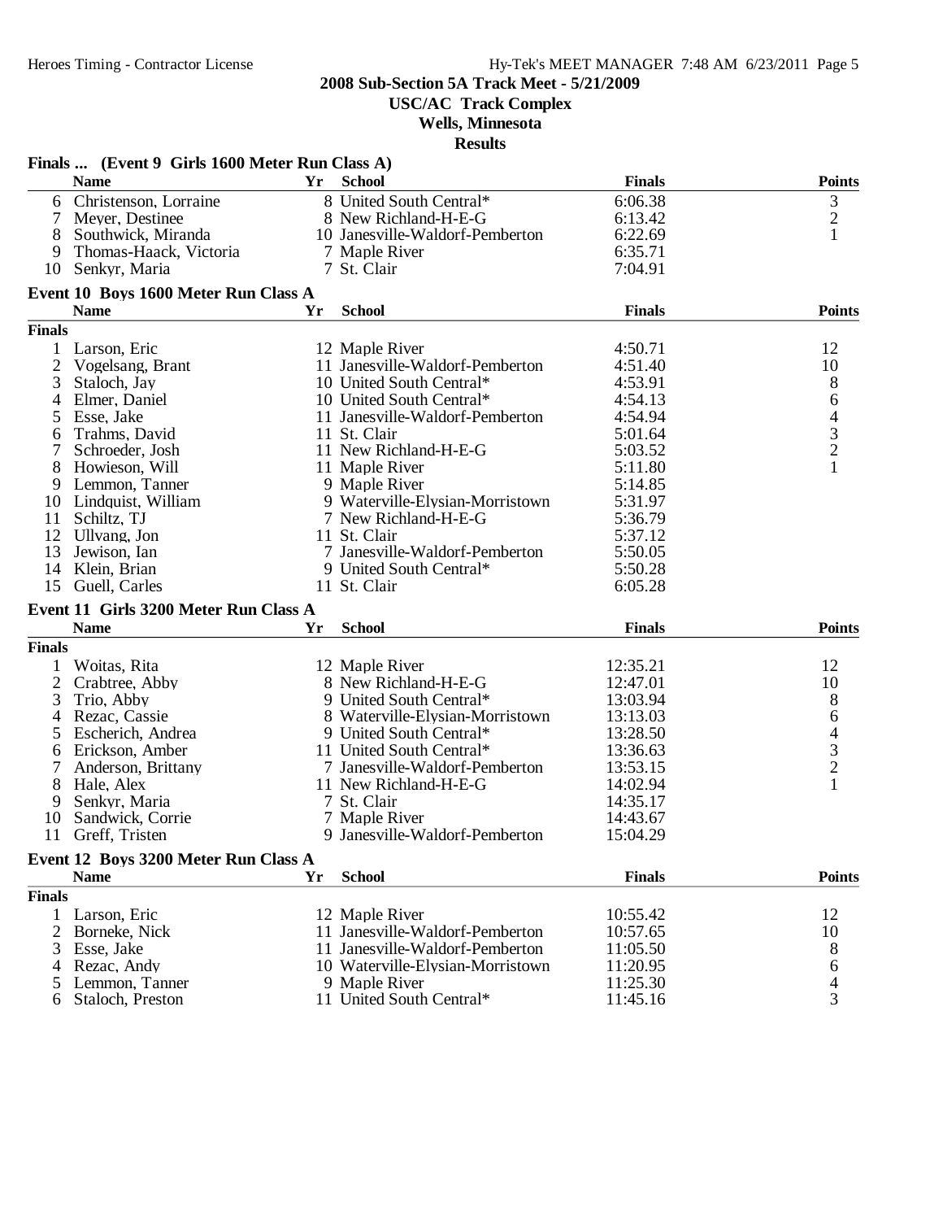## 2008 Sub-Section 5A Track Meet - 5/21/2009

**USC/AC Track Complex**

**Wells, Minnesota**

**Results**

### Finals ... (Event 9 Girls 1600 Meter Run Class A)

| | Name | Yr | School | Finals | Points |
|---|---|---|---|---|---|
| 6 | Christenson, Lorraine | 8 | United South Central* | 6:06.38 | 3 |
| 7 | Meyer, Destinee | 8 | New Richland-H-E-G | 6:13.42 | 2 |
| 8 | Southwick, Miranda | 10 | Janesville-Waldorf-Pemberton | 6:22.69 | 1 |
| 9 | Thomas-Haack, Victoria | 7 | Maple River | 6:35.71 | |
| 10 | Senkyr, Maria | 7 | St. Clair | 7:04.91 | |

### Event 10 Boys 1600 Meter Run Class A

**Finals**

| | Name | Yr | School | Finals | Points |
|---|---|---|---|---|---|
| 1 | Larson, Eric | 12 | Maple River | 4:50.71 | 12 |
| 2 | Vogelsang, Brant | 11 | Janesville-Waldorf-Pemberton | 4:51.40 | 10 |
| 3 | Staloch, Jay | 10 | United South Central* | 4:53.91 | 8 |
| 4 | Elmer, Daniel | 10 | United South Central* | 4:54.13 | 6 |
| 5 | Esse, Jake | 11 | Janesville-Waldorf-Pemberton | 4:54.94 | 4 |
| 6 | Trahms, David | 11 | St. Clair | 5:01.64 | 3 |
| 7 | Schroeder, Josh | 11 | New Richland-H-E-G | 5:03.52 | 2 |
| 8 | Howieson, Will | 11 | Maple River | 5:11.80 | 1 |
| 9 | Lemmon, Tanner | 9 | Maple River | 5:14.85 | |
| 10 | Lindquist, William | 9 | Waterville-Elysian-Morristown | 5:31.97 | |
| 11 | Schiltz, TJ | 7 | New Richland-H-E-G | 5:36.79 | |
| 12 | Ullvang, Jon | 11 | St. Clair | 5:37.12 | |
| 13 | Jewison, Ian | 7 | Janesville-Waldorf-Pemberton | 5:50.05 | |
| 14 | Klein, Brian | 9 | United South Central* | 5:50.28 | |
| 15 | Guell, Carles | 11 | St. Clair | 6:05.28 | |

### Event 11 Girls 3200 Meter Run Class A

**Finals**

| | Name | Yr | School | Finals | Points |
|---|---|---|---|---|---|
| 1 | Woitas, Rita | 12 | Maple River | 12:35.21 | 12 |
| 2 | Crabtree, Abby | 8 | New Richland-H-E-G | 12:47.01 | 10 |
| 3 | Trio, Abby | 9 | United South Central* | 13:03.94 | 8 |
| 4 | Rezac, Cassie | 8 | Waterville-Elysian-Morristown | 13:13.03 | 6 |
| 5 | Escherich, Andrea | 9 | United South Central* | 13:28.50 | 4 |
| 6 | Erickson, Amber | 11 | United South Central* | 13:36.63 | 3 |
| 7 | Anderson, Brittany | 7 | Janesville-Waldorf-Pemberton | 13:53.15 | 2 |
| 8 | Hale, Alex | 11 | New Richland-H-E-G | 14:02.94 | 1 |
| 9 | Senkyr, Maria | 7 | St. Clair | 14:35.17 | |
| 10 | Sandwick, Corrie | 7 | Maple River | 14:43.67 | |
| 11 | Greff, Tristen | 9 | Janesville-Waldorf-Pemberton | 15:04.29 | |

### Event 12 Boys 3200 Meter Run Class A

**Finals**

| | Name | Yr | School | Finals | Points |
|---|---|---|---|---|---|
| 1 | Larson, Eric | 12 | Maple River | 10:55.42 | 12 |
| 2 | Borneke, Nick | 11 | Janesville-Waldorf-Pemberton | 10:57.65 | 10 |
| 3 | Esse, Jake | 11 | Janesville-Waldorf-Pemberton | 11:05.50 | 8 |
| 4 | Rezac, Andy | 10 | Waterville-Elysian-Morristown | 11:20.95 | 6 |
| 5 | Lemmon, Tanner | 9 | Maple River | 11:25.30 | 4 |
| 6 | Staloch, Preston | 11 | United South Central* | 11:45.16 | 3 |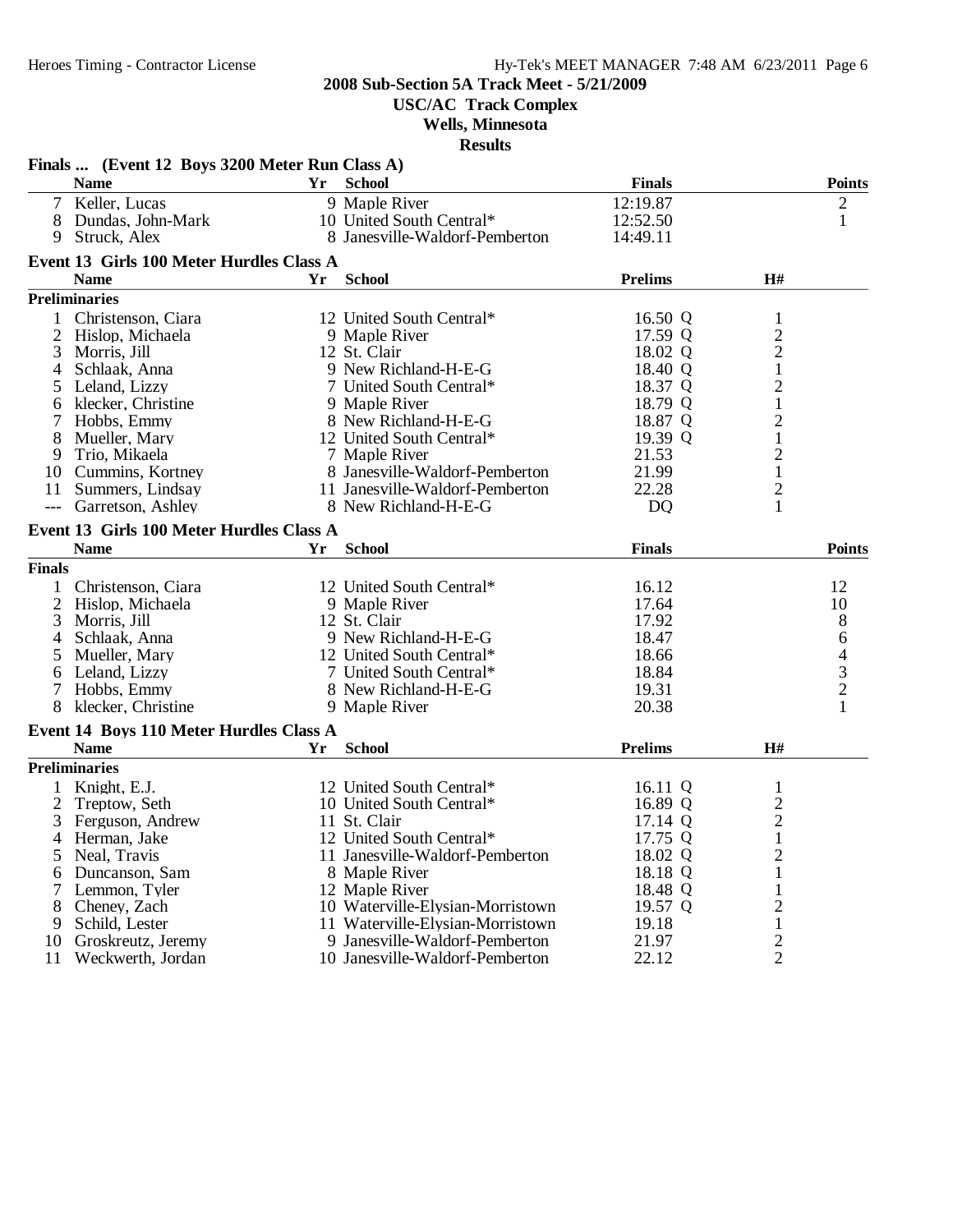**2008 Sub-Section 5A Track Meet - 5/21/2009**

**USC/AC Track Complex**

**Wells, Minnesota**

**Results**

### Finals ... (Event 12 Boys 3200 Meter Run Class A)

| | Name | Yr | School | Finals | Points |
|---|---|---|---|---|---|
| 7 | Keller, Lucas | 9 | Maple River | 12:19.87 | 2 |
| 8 | Dundas, John-Mark | 10 | United South Central* | 12:52.50 | 1 |
| 9 | Struck, Alex | 8 | Janesville-Waldorf-Pemberton | 14:49.11 | |

### Event 13 Girls 100 Meter Hurdles Class A

| | Name | Yr | School | Prelims | H# |
|---|---|---|---|---|---|
| **Preliminaries** | | | | | |
| 1 | Christenson, Ciara | 12 | United South Central* | 16.50 Q | 1 |
| 2 | Hislop, Michaela | 9 | Maple River | 17.59 Q | 2 |
| 3 | Morris, Jill | 12 | St. Clair | 18.02 Q | 2 |
| 4 | Schlaak, Anna | 9 | New Richland-H-E-G | 18.40 Q | 1 |
| 5 | Leland, Lizzy | 7 | United South Central* | 18.37 Q | 2 |
| 6 | klecker, Christine | 9 | Maple River | 18.79 Q | 1 |
| 7 | Hobbs, Emmy | 8 | New Richland-H-E-G | 18.87 Q | 2 |
| 8 | Mueller, Mary | 12 | United South Central* | 19.39 Q | 1 |
| 9 | Trio, Mikaela | 7 | Maple River | 21.53 | 2 |
| 10 | Cummins, Kortney | 8 | Janesville-Waldorf-Pemberton | 21.99 | 1 |
| 11 | Summers, Lindsay | 11 | Janesville-Waldorf-Pemberton | 22.28 | 2 |
| --- | Garretson, Ashley | 8 | New Richland-H-E-G | DQ | 1 |

### Event 13 Girls 100 Meter Hurdles Class A

| | Name | Yr | School | Finals | Points |
|---|---|---|---|---|---|
| **Finals** | | | | | |
| 1 | Christenson, Ciara | 12 | United South Central* | 16.12 | 12 |
| 2 | Hislop, Michaela | 9 | Maple River | 17.64 | 10 |
| 3 | Morris, Jill | 12 | St. Clair | 17.92 | 8 |
| 4 | Schlaak, Anna | 9 | New Richland-H-E-G | 18.47 | 6 |
| 5 | Mueller, Mary | 12 | United South Central* | 18.66 | 4 |
| 6 | Leland, Lizzy | 7 | United South Central* | 18.84 | 3 |
| 7 | Hobbs, Emmy | 8 | New Richland-H-E-G | 19.31 | 2 |
| 8 | klecker, Christine | 9 | Maple River | 20.38 | 1 |

### Event 14 Boys 110 Meter Hurdles Class A

| | Name | Yr | School | Prelims | H# |
|---|---|---|---|---|---|
| **Preliminaries** | | | | | |
| 1 | Knight, E.J. | 12 | United South Central* | 16.11 Q | 1 |
| 2 | Treptow, Seth | 10 | United South Central* | 16.89 Q | 2 |
| 3 | Ferguson, Andrew | 11 | St. Clair | 17.14 Q | 2 |
| 4 | Herman, Jake | 12 | United South Central* | 17.75 Q | 1 |
| 5 | Neal, Travis | 11 | Janesville-Waldorf-Pemberton | 18.02 Q | 2 |
| 6 | Duncanson, Sam | 8 | Maple River | 18.18 Q | 1 |
| 7 | Lemmon, Tyler | 12 | Maple River | 18.48 Q | 1 |
| 8 | Cheney, Zach | 10 | Waterville-Elysian-Morristown | 19.57 Q | 2 |
| 9 | Schild, Lester | 11 | Waterville-Elysian-Morristown | 19.18 | 1 |
| 10 | Groskreutz, Jeremy | 9 | Janesville-Waldorf-Pemberton | 21.97 | 2 |
| 11 | Weckwerth, Jordan | 10 | Janesville-Waldorf-Pemberton | 22.12 | 2 |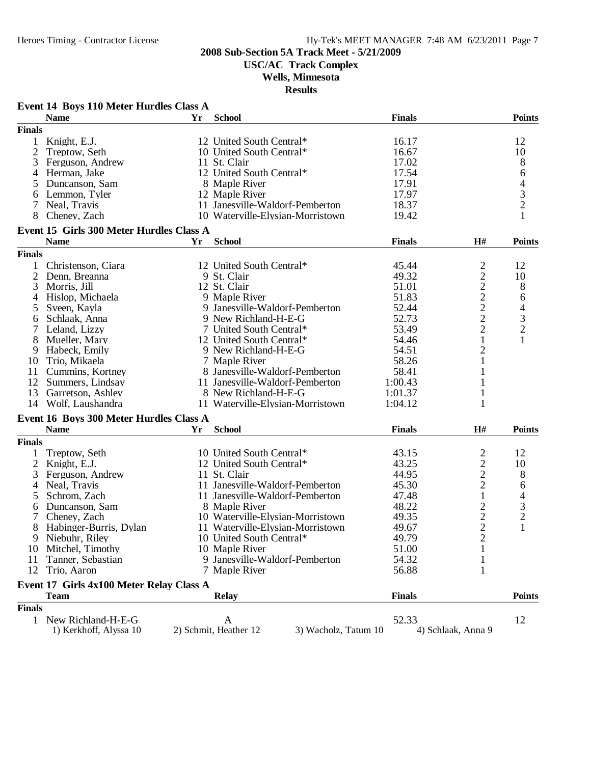Heroes Timing - Contractor License

Hy-Tek's MEET MANAGER 7:48 AM 6/23/2011

**2008 Sub-Section 5A Track Meet - 5/21/2009**

**USC/AC Track Complex**

**Wells, Minnesota**

**Results**

### Event 14 Boys 110 Meter Hurdles Class A

| | Name | Yr | School | Finals | Points |
|---|---|---|---|---|---|
| **Finals** | | | | | |
| 1 | Knight, E.J. | 12 | United South Central* | 16.17 | 12 |
| 2 | Treptow, Seth | 10 | United South Central* | 16.67 | 10 |
| 3 | Ferguson, Andrew | 11 | St. Clair | 17.02 | 8 |
| 4 | Herman, Jake | 12 | United South Central* | 17.54 | 6 |
| 5 | Duncanson, Sam | 8 | Maple River | 17.91 | 4 |
| 6 | Lemmon, Tyler | 12 | Maple River | 17.97 | 3 |
| 7 | Neal, Travis | 11 | Janesville-Waldorf-Pemberton | 18.37 | 2 |
| 8 | Cheney, Zach | 10 | Waterville-Elysian-Morristown | 19.42 | 1 |

### Event 15 Girls 300 Meter Hurdles Class A

| | Name | Yr | School | Finals | H# | Points |
|---|---|---|---|---|---|---|
| **Finals** | | | | | | |
| 1 | Christenson, Ciara | 12 | United South Central* | 45.44 | 2 | 12 |
| 2 | Denn, Breanna | 9 | St. Clair | 49.32 | 2 | 10 |
| 3 | Morris, Jill | 12 | St. Clair | 51.01 | 2 | 8 |
| 4 | Hislop, Michaela | 9 | Maple River | 51.83 | 2 | 6 |
| 5 | Sveen, Kayla | 9 | Janesville-Waldorf-Pemberton | 52.44 | 2 | 4 |
| 6 | Schlaak, Anna | 9 | New Richland-H-E-G | 52.73 | 2 | 3 |
| 7 | Leland, Lizzy | 7 | United South Central* | 53.49 | 2 | 2 |
| 8 | Mueller, Mary | 12 | United South Central* | 54.46 | 1 | 1 |
| 9 | Habeck, Emily | 9 | New Richland-H-E-G | 54.51 | 2 | |
| 10 | Trio, Mikaela | 7 | Maple River | 58.26 | 1 | |
| 11 | Cummins, Kortney | 8 | Janesville-Waldorf-Pemberton | 58.41 | 1 | |
| 12 | Summers, Lindsay | 11 | Janesville-Waldorf-Pemberton | 1:00.43 | 1 | |
| 13 | Garretson, Ashley | 8 | New Richland-H-E-G | 1:01.37 | 1 | |
| 14 | Wolf, Laushandra | 11 | Waterville-Elysian-Morristown | 1:04.12 | 1 | |

### Event 16 Boys 300 Meter Hurdles Class A

| | Name | Yr | School | Finals | H# | Points |
|---|---|---|---|---|---|---|
| **Finals** | | | | | | |
| 1 | Treptow, Seth | 10 | United South Central* | 43.15 | 2 | 12 |
| 2 | Knight, E.J. | 12 | United South Central* | 43.25 | 2 | 10 |
| 3 | Ferguson, Andrew | 11 | St. Clair | 44.95 | 2 | 8 |
| 4 | Neal, Travis | 11 | Janesville-Waldorf-Pemberton | 45.30 | 2 | 6 |
| 5 | Schrom, Zach | 11 | Janesville-Waldorf-Pemberton | 47.48 | 1 | 4 |
| 6 | Duncanson, Sam | 8 | Maple River | 48.22 | 2 | 3 |
| 7 | Cheney, Zach | 10 | Waterville-Elysian-Morristown | 49.35 | 2 | 2 |
| 8 | Habinger-Burris, Dylan | 11 | Waterville-Elysian-Morristown | 49.67 | 2 | 1 |
| 9 | Niebuhr, Riley | 10 | United South Central* | 49.79 | 2 | |
| 10 | Mitchel, Timothy | 10 | Maple River | 51.00 | 1 | |
| 11 | Tanner, Sebastian | 9 | Janesville-Waldorf-Pemberton | 54.32 | 1 | |
| 12 | Trio, Aaron | 7 | Maple River | 56.88 | 1 | |

### Event 17 Girls 4x100 Meter Relay Class A

| | Team | Relay | Finals | Points |
|---|---|---|---|---|
| **Finals** | | | | |
| 1 | New Richland-H-E-G | A | 52.33 | 12 |
| | 1) Kerkhoff, Alyssa 10 | 2) Schmit, Heather 12 | 3) Wacholz, Tatum 10 | 4) Schlaak, Anna 9 |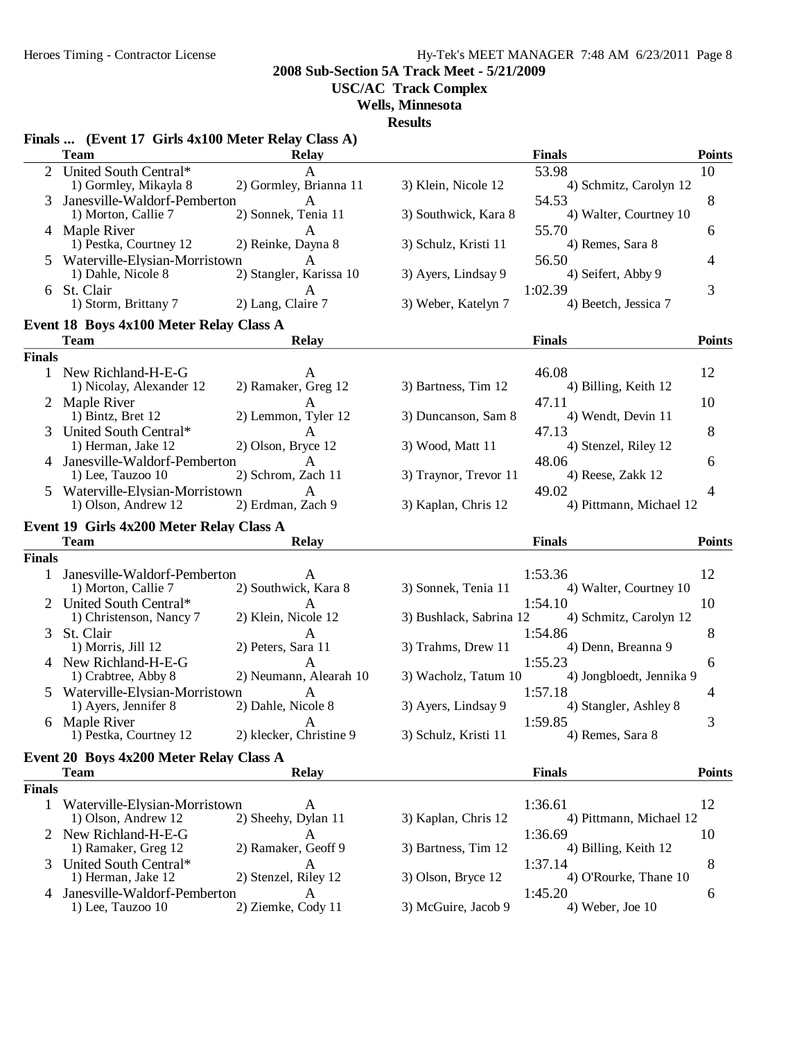## 2008 Sub-Section 5A Track Meet - 5/21/2009

### USC/AC Track Complex

### Wells, Minnesota

### Results

### Finals ... (Event 17 Girls 4x100 Meter Relay Class A)

| | Team | Relay | | Finals | Points |
|---|---|---|---|---|---|
| 2 | United South Central* | A | | 53.98 | 10 |
| | 1) Gormley, Mikayla 8 | 2) Gormley, Brianna 11 | 3) Klein, Nicole 12 | 4) Schmitz, Carolyn 12 | |
| 3 | Janesville-Waldorf-Pemberton | A | | 54.53 | 8 |
| | 1) Morton, Callie 7 | 2) Sonnek, Tenia 11 | 3) Southwick, Kara 8 | 4) Walter, Courtney 10 | |
| 4 | Maple River | A | | 55.70 | 6 |
| | 1) Pestka, Courtney 12 | 2) Reinke, Dayna 8 | 3) Schulz, Kristi 11 | 4) Remes, Sara 8 | |
| 5 | Waterville-Elysian-Morristown | A | | 56.50 | 4 |
| | 1) Dahle, Nicole 8 | 2) Stangler, Karissa 10 | 3) Ayers, Lindsay 9 | 4) Seifert, Abby 9 | |
| 6 | St. Clair | A | | 1:02.39 | 3 |
| | 1) Storm, Brittany 7 | 2) Lang, Claire 7 | 3) Weber, Katelyn 7 | 4) Beetch, Jessica 7 | |

### Event 18 Boys 4x100 Meter Relay Class A

| | Team | Relay | | Finals | Points |
|---|---|---|---|---|---|
| **Finals** | | | | | |
| 1 | New Richland-H-E-G | A | | 46.08 | 12 |
| | 1) Nicolay, Alexander 12 | 2) Ramaker, Greg 12 | 3) Bartness, Tim 12 | 4) Billing, Keith 12 | |
| 2 | Maple River | A | | 47.11 | 10 |
| | 1) Bintz, Bret 12 | 2) Lemmon, Tyler 12 | 3) Duncanson, Sam 8 | 4) Wendt, Devin 11 | |
| 3 | United South Central* | A | | 47.13 | 8 |
| | 1) Herman, Jake 12 | 2) Olson, Bryce 12 | 3) Wood, Matt 11 | 4) Stenzel, Riley 12 | |
| 4 | Janesville-Waldorf-Pemberton | A | | 48.06 | 6 |
| | 1) Lee, Tauzoo 10 | 2) Schrom, Zach 11 | 3) Traynor, Trevor 11 | 4) Reese, Zakk 12 | |
| 5 | Waterville-Elysian-Morristown | A | | 49.02 | 4 |
| | 1) Olson, Andrew 12 | 2) Erdman, Zach 9 | 3) Kaplan, Chris 12 | 4) Pittmann, Michael 12 | |

### Event 19 Girls 4x200 Meter Relay Class A

| | Team | Relay | | Finals | Points |
|---|---|---|---|---|---|
| **Finals** | | | | | |
| 1 | Janesville-Waldorf-Pemberton | A | | 1:53.36 | 12 |
| | 1) Morton, Callie 7 | 2) Southwick, Kara 8 | 3) Sonnek, Tenia 11 | 4) Walter, Courtney 10 | |
| 2 | United South Central* | A | | 1:54.10 | 10 |
| | 1) Christenson, Nancy 7 | 2) Klein, Nicole 12 | 3) Bushlack, Sabrina 12 | 4) Schmitz, Carolyn 12 | |
| 3 | St. Clair | A | | 1:54.86 | 8 |
| | 1) Morris, Jill 12 | 2) Peters, Sara 11 | 3) Trahms, Drew 11 | 4) Denn, Breanna 9 | |
| 4 | New Richland-H-E-G | A | | 1:55.23 | 6 |
| | 1) Crabtree, Abby 8 | 2) Neumann, Alearah 10 | 3) Wacholz, Tatum 10 | 4) Jongbloedt, Jennika 9 | |
| 5 | Waterville-Elysian-Morristown | A | | 1:57.18 | 4 |
| | 1) Ayers, Jennifer 8 | 2) Dahle, Nicole 8 | 3) Ayers, Lindsay 9 | 4) Stangler, Ashley 8 | |
| 6 | Maple River | A | | 1:59.85 | 3 |
| | 1) Pestka, Courtney 12 | 2) klecker, Christine 9 | 3) Schulz, Kristi 11 | 4) Remes, Sara 8 | |

### Event 20 Boys 4x200 Meter Relay Class A

| | Team | Relay | | Finals | Points |
|---|---|---|---|---|---|
| **Finals** | | | | | |
| 1 | Waterville-Elysian-Morristown | A | | 1:36.61 | 12 |
| | 1) Olson, Andrew 12 | 2) Sheehy, Dylan 11 | 3) Kaplan, Chris 12 | 4) Pittmann, Michael 12 | |
| 2 | New Richland-H-E-G | A | | 1:36.69 | 10 |
| | 1) Ramaker, Greg 12 | 2) Ramaker, Geoff 9 | 3) Bartness, Tim 12 | 4) Billing, Keith 12 | |
| 3 | United South Central* | A | | 1:37.14 | 8 |
| | 1) Herman, Jake 12 | 2) Stenzel, Riley 12 | 3) Olson, Bryce 12 | 4) O'Rourke, Thane 10 | |
| 4 | Janesville-Waldorf-Pemberton | A | | 1:45.20 | 6 |
| | 1) Lee, Tauzoo 10 | 2) Ziemke, Cody 11 | 3) McGuire, Jacob 9 | 4) Weber, Joe 10 | |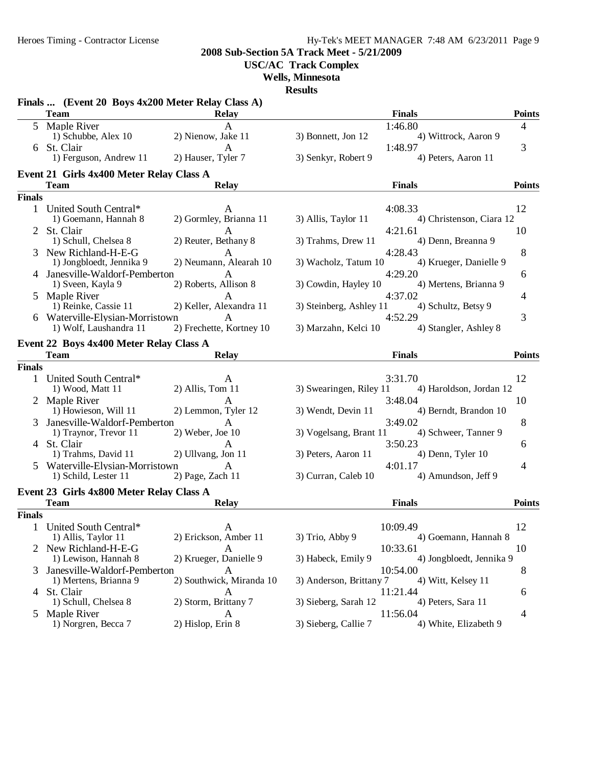## 2008 Sub-Section 5A Track Meet - 5/21/2009

**USC/AC Track Complex**

**Wells, Minnesota**

**Results**

### Finals ... (Event 20 Boys 4x200 Meter Relay Class A)

| | Team | Relay | Finals | Points |
|---|---|---|---|---|
| 5 | Maple River | A | 1:46.80 | 4 |
| | 1) Schubbe, Alex 10 | 2) Nienow, Jake 11 | 3) Bonnett, Jon 12 | 4) Wittrock, Aaron 9 |
| 6 | St. Clair | A | 1:48.97 | 3 |
| | 1) Ferguson, Andrew 11 | 2) Hauser, Tyler 7 | 3) Senkyr, Robert 9 | 4) Peters, Aaron 11 |

### Event 21 Girls 4x400 Meter Relay Class A

| | Team | Relay | Finals | Points |
|---|---|---|---|---|
| **Finals** | | | | |
| 1 | United South Central* | A | 4:08.33 | 12 |
| | 1) Goemann, Hannah 8 | 2) Gormley, Brianna 11 | 3) Allis, Taylor 11 | 4) Christenson, Ciara 12 |
| 2 | St. Clair | A | 4:21.61 | 10 |
| | 1) Schull, Chelsea 8 | 2) Reuter, Bethany 8 | 3) Trahms, Drew 11 | 4) Denn, Breanna 9 |
| 3 | New Richland-H-E-G | A | 4:28.43 | 8 |
| | 1) Jongbloedt, Jennika 9 | 2) Neumann, Alearah 10 | 3) Wacholz, Tatum 10 | 4) Krueger, Danielle 9 |
| 4 | Janesville-Waldorf-Pemberton | A | 4:29.20 | 6 |
| | 1) Sveen, Kayla 9 | 2) Roberts, Allison 8 | 3) Cowdin, Hayley 10 | 4) Mertens, Brianna 9 |
| 5 | Maple River | A | 4:37.02 | 4 |
| | 1) Reinke, Cassie 11 | 2) Keller, Alexandra 11 | 3) Steinberg, Ashley 11 | 4) Schultz, Betsy 9 |
| 6 | Waterville-Elysian-Morristown | A | 4:52.29 | 3 |
| | 1) Wolf, Laushandra 11 | 2) Frechette, Kortney 10 | 3) Marzahn, Kelci 10 | 4) Stangler, Ashley 8 |

### Event 22 Boys 4x400 Meter Relay Class A

| | Team | Relay | Finals | Points |
|---|---|---|---|---|
| **Finals** | | | | |
| 1 | United South Central* | A | 3:31.70 | 12 |
| | 1) Wood, Matt 11 | 2) Allis, Tom 11 | 3) Swearingen, Riley 11 | 4) Haroldson, Jordan 12 |
| 2 | Maple River | A | 3:48.04 | 10 |
| | 1) Howieson, Will 11 | 2) Lemmon, Tyler 12 | 3) Wendt, Devin 11 | 4) Berndt, Brandon 10 |
| 3 | Janesville-Waldorf-Pemberton | A | 3:49.02 | 8 |
| | 1) Traynor, Trevor 11 | 2) Weber, Joe 10 | 3) Vogelsang, Brant 11 | 4) Schweer, Tanner 9 |
| 4 | St. Clair | A | 3:50.23 | 6 |
| | 1) Trahms, David 11 | 2) Ullvang, Jon 11 | 3) Peters, Aaron 11 | 4) Denn, Tyler 10 |
| 5 | Waterville-Elysian-Morristown | A | 4:01.17 | 4 |
| | 1) Schild, Lester 11 | 2) Page, Zach 11 | 3) Curran, Caleb 10 | 4) Amundson, Jeff 9 |

### Event 23 Girls 4x800 Meter Relay Class A

| | Team | Relay | Finals | Points |
|---|---|---|---|---|
| **Finals** | | | | |
| 1 | United South Central* | A | 10:09.49 | 12 |
| | 1) Allis, Taylor 11 | 2) Erickson, Amber 11 | 3) Trio, Abby 9 | 4) Goemann, Hannah 8 |
| 2 | New Richland-H-E-G | A | 10:33.61 | 10 |
| | 1) Lewison, Hannah 8 | 2) Krueger, Danielle 9 | 3) Habeck, Emily 9 | 4) Jongbloedt, Jennika 9 |
| 3 | Janesville-Waldorf-Pemberton | A | 10:54.00 | 8 |
| | 1) Mertens, Brianna 9 | 2) Southwick, Miranda 10 | 3) Anderson, Brittany 7 | 4) Witt, Kelsey 11 |
| 4 | St. Clair | A | 11:21.44 | 6 |
| | 1) Schull, Chelsea 8 | 2) Storm, Brittany 7 | 3) Sieberg, Sarah 12 | 4) Peters, Sara 11 |
| 5 | Maple River | A | 11:56.04 | 4 |
| | 1) Norgren, Becca 7 | 2) Hislop, Erin 8 | 3) Sieberg, Callie 7 | 4) White, Elizabeth 9 |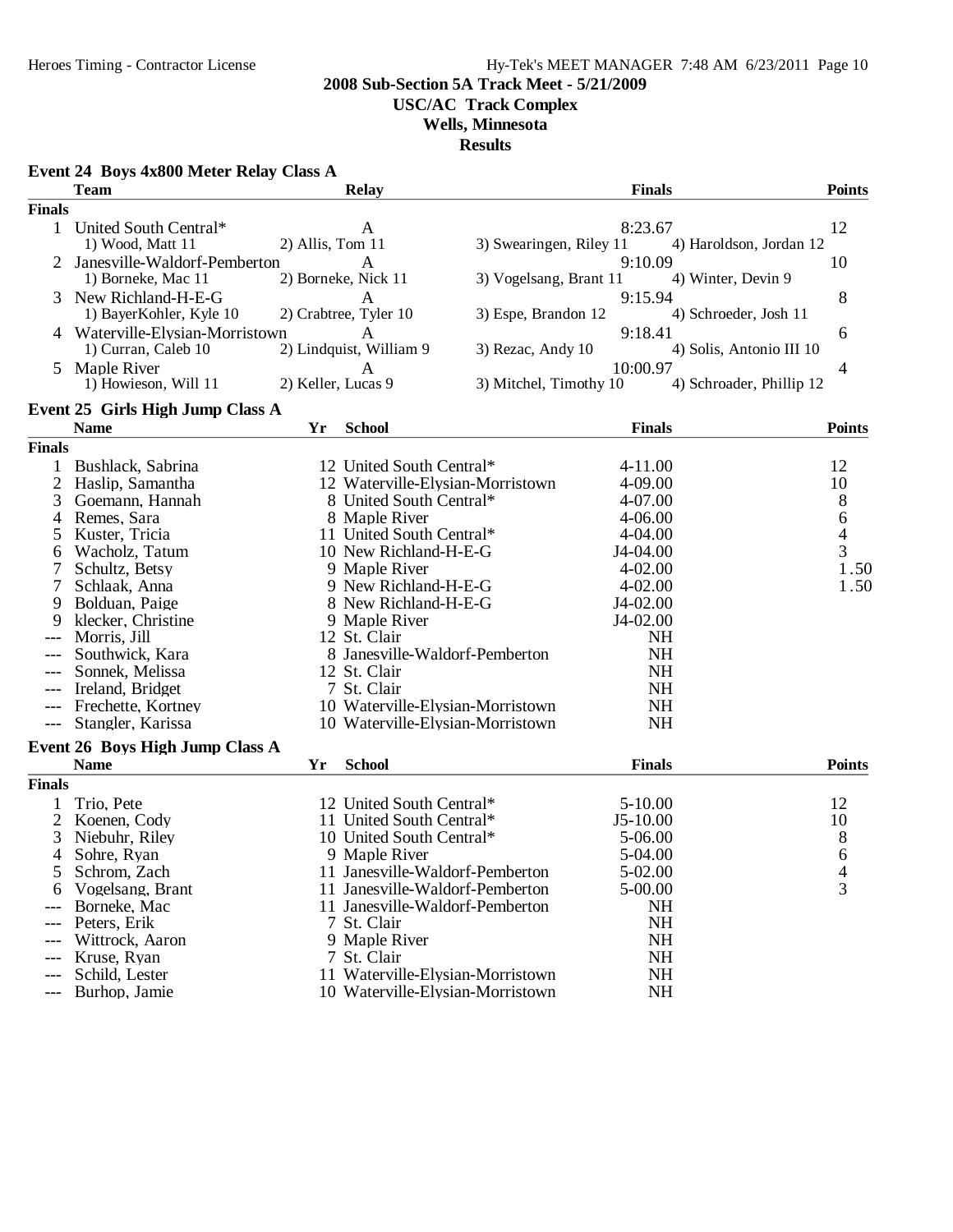# 2008 Sub-Section 5A Track Meet - 5/21/2009

## USC/AC Track Complex

## Wells, Minnesota

## Results

### Event 24 Boys 4x800 Meter Relay Class A

| | Team | Relay | | Finals | Points |
|---|---|---|---|---|---|
| **Finals** | | | | | |
| 1 | United South Central* | A | | 8:23.67 | 12 |
| | 1) Wood, Matt 11 | 2) Allis, Tom 11 | 3) Swearingen, Riley 11 | 4) Haroldson, Jordan 12 | |
| 2 | Janesville-Waldorf-Pemberton | A | | 9:10.09 | 10 |
| | 1) Borneke, Mac 11 | 2) Borneke, Nick 11 | 3) Vogelsang, Brant 11 | 4) Winter, Devin 9 | |
| 3 | New Richland-H-E-G | A | | 9:15.94 | 8 |
| | 1) BayerKohler, Kyle 10 | 2) Crabtree, Tyler 10 | 3) Espe, Brandon 12 | 4) Schroeder, Josh 11 | |
| 4 | Waterville-Elysian-Morristown | A | | 9:18.41 | 6 |
| | 1) Curran, Caleb 10 | 2) Lindquist, William 9 | 3) Rezac, Andy 10 | 4) Solis, Antonio III 10 | |
| 5 | Maple River | A | | 10:00.97 | 4 |
| | 1) Howieson, Will 11 | 2) Keller, Lucas 9 | 3) Mitchel, Timothy 10 | 4) Schroader, Phillip 12 | |

### Event 25 Girls High Jump Class A

| | Name | Yr | School | Finals | Points |
|---|---|---|---|---|---|
| **Finals** | | | | | |
| 1 | Bushlack, Sabrina | 12 | United South Central* | 4-11.00 | 12 |
| 2 | Haslip, Samantha | 12 | Waterville-Elysian-Morristown | 4-09.00 | 10 |
| 3 | Goemann, Hannah | 8 | United South Central* | 4-07.00 | 8 |
| 4 | Remes, Sara | 8 | Maple River | 4-06.00 | 6 |
| 5 | Kuster, Tricia | 11 | United South Central* | 4-04.00 | 4 |
| 6 | Wacholz, Tatum | 10 | New Richland-H-E-G | J4-04.00 | 3 |
| 7 | Schultz, Betsy | 9 | Maple River | 4-02.00 | 1.50 |
| 7 | Schlaak, Anna | 9 | New Richland-H-E-G | 4-02.00 | 1.50 |
| 9 | Bolduan, Paige | 8 | New Richland-H-E-G | J4-02.00 | |
| 9 | klecker, Christine | 9 | Maple River | J4-02.00 | |
| --- | Morris, Jill | 12 | St. Clair | NH | |
| --- | Southwick, Kara | 8 | Janesville-Waldorf-Pemberton | NH | |
| --- | Sonnek, Melissa | 12 | St. Clair | NH | |
| --- | Ireland, Bridget | 7 | St. Clair | NH | |
| --- | Frechette, Kortney | 10 | Waterville-Elysian-Morristown | NH | |
| --- | Stangler, Karissa | 10 | Waterville-Elysian-Morristown | NH | |

### Event 26 Boys High Jump Class A

| | Name | Yr | School | Finals | Points |
|---|---|---|---|---|---|
| **Finals** | | | | | |
| 1 | Trio, Pete | 12 | United South Central* | 5-10.00 | 12 |
| 2 | Koenen, Cody | 11 | United South Central* | J5-10.00 | 10 |
| 3 | Niebuhr, Riley | 10 | United South Central* | 5-06.00 | 8 |
| 4 | Sohre, Ryan | 9 | Maple River | 5-04.00 | 6 |
| 5 | Schrom, Zach | 11 | Janesville-Waldorf-Pemberton | 5-02.00 | 4 |
| 6 | Vogelsang, Brant | 11 | Janesville-Waldorf-Pemberton | 5-00.00 | 3 |
| --- | Borneke, Mac | 11 | Janesville-Waldorf-Pemberton | NH | |
| --- | Peters, Erik | 7 | St. Clair | NH | |
| --- | Wittrock, Aaron | 9 | Maple River | NH | |
| --- | Kruse, Ryan | 7 | St. Clair | NH | |
| --- | Schild, Lester | 11 | Waterville-Elysian-Morristown | NH | |
| --- | Burhop, Jamie | 10 | Waterville-Elysian-Morristown | NH | |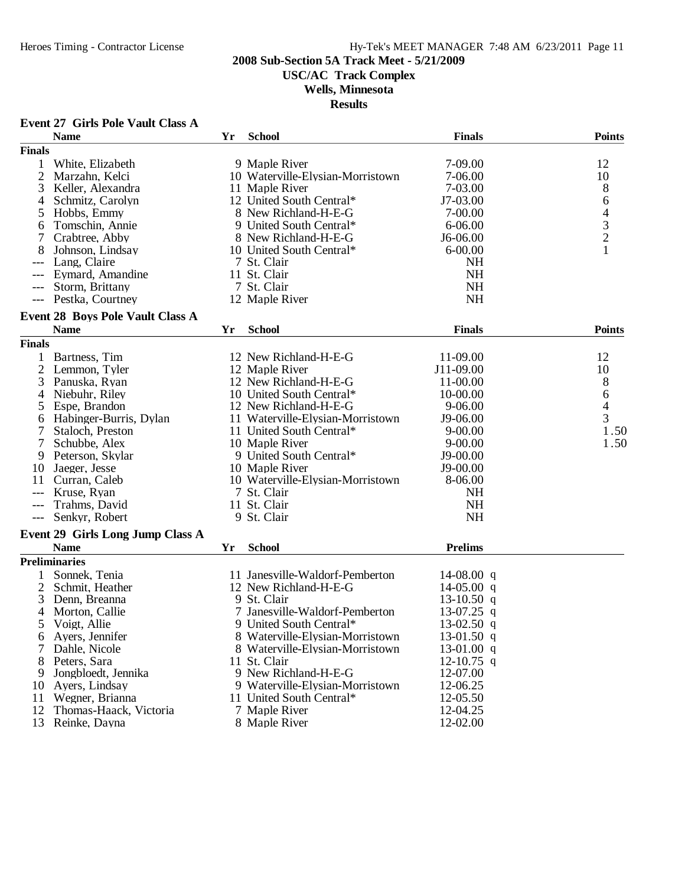**2008 Sub-Section 5A Track Meet - 5/21/2009**
**USC/AC Track Complex**
**Wells, Minnesota**
**Results**

### Event 27 Girls Pole Vault Class A

| | Name | Yr | School | Finals | Points |
|---|---|---|---|---|---|
| **Finals** | | | | | |
| 1 | White, Elizabeth | 9 | Maple River | 7-09.00 | 12 |
| 2 | Marzahn, Kelci | 10 | Waterville-Elysian-Morristown | 7-06.00 | 10 |
| 3 | Keller, Alexandra | 11 | Maple River | 7-03.00 | 8 |
| 4 | Schmitz, Carolyn | 12 | United South Central* | J7-03.00 | 6 |
| 5 | Hobbs, Emmy | 8 | New Richland-H-E-G | 7-00.00 | 4 |
| 6 | Tomschin, Annie | 9 | United South Central* | 6-06.00 | 3 |
| 7 | Crabtree, Abby | 8 | New Richland-H-E-G | J6-06.00 | 2 |
| 8 | Johnson, Lindsay | 10 | United South Central* | 6-00.00 | 1 |
| --- | Lang, Claire | 7 | St. Clair | NH | |
| --- | Eymard, Amandine | 11 | St. Clair | NH | |
| --- | Storm, Brittany | 7 | St. Clair | NH | |
| --- | Pestka, Courtney | 12 | Maple River | NH | |

### Event 28 Boys Pole Vault Class A

| | Name | Yr | School | Finals | Points |
|---|---|---|---|---|---|
| **Finals** | | | | | |
| 1 | Bartness, Tim | 12 | New Richland-H-E-G | 11-09.00 | 12 |
| 2 | Lemmon, Tyler | 12 | Maple River | J11-09.00 | 10 |
| 3 | Panuska, Ryan | 12 | New Richland-H-E-G | 11-00.00 | 8 |
| 4 | Niebuhr, Riley | 10 | United South Central* | 10-00.00 | 6 |
| 5 | Espe, Brandon | 12 | New Richland-H-E-G | 9-06.00 | 4 |
| 6 | Habinger-Burris, Dylan | 11 | Waterville-Elysian-Morristown | J9-06.00 | 3 |
| 7 | Staloch, Preston | 11 | United South Central* | 9-00.00 | 1.50 |
| 7 | Schubbe, Alex | 10 | Maple River | 9-00.00 | 1.50 |
| 9 | Peterson, Skylar | 9 | United South Central* | J9-00.00 | |
| 10 | Jaeger, Jesse | 10 | Maple River | J9-00.00 | |
| 11 | Curran, Caleb | 10 | Waterville-Elysian-Morristown | 8-06.00 | |
| --- | Kruse, Ryan | 7 | St. Clair | NH | |
| --- | Trahms, David | 11 | St. Clair | NH | |
| --- | Senkyr, Robert | 9 | St. Clair | NH | |

### Event 29 Girls Long Jump Class A

| | Name | Yr | School | Prelims | |
|---|---|---|---|---|---|
| **Preliminaries** | | | | | |
| 1 | Sonnek, Tenia | 11 | Janesville-Waldorf-Pemberton | 14-08.00 | q |
| 2 | Schmit, Heather | 12 | New Richland-H-E-G | 14-05.00 | q |
| 3 | Denn, Breanna | 9 | St. Clair | 13-10.50 | q |
| 4 | Morton, Callie | 7 | Janesville-Waldorf-Pemberton | 13-07.25 | q |
| 5 | Voigt, Allie | 9 | United South Central* | 13-02.50 | q |
| 6 | Ayers, Jennifer | 8 | Waterville-Elysian-Morristown | 13-01.50 | q |
| 7 | Dahle, Nicole | 8 | Waterville-Elysian-Morristown | 13-01.00 | q |
| 8 | Peters, Sara | 11 | St. Clair | 12-10.75 | q |
| 9 | Jongbloedt, Jennika | 9 | New Richland-H-E-G | 12-07.00 | |
| 10 | Ayers, Lindsay | 9 | Waterville-Elysian-Morristown | 12-06.25 | |
| 11 | Wegner, Brianna | 11 | United South Central* | 12-05.50 | |
| 12 | Thomas-Haack, Victoria | 7 | Maple River | 12-04.25 | |
| 13 | Reinke, Dayna | 8 | Maple River | 12-02.00 | |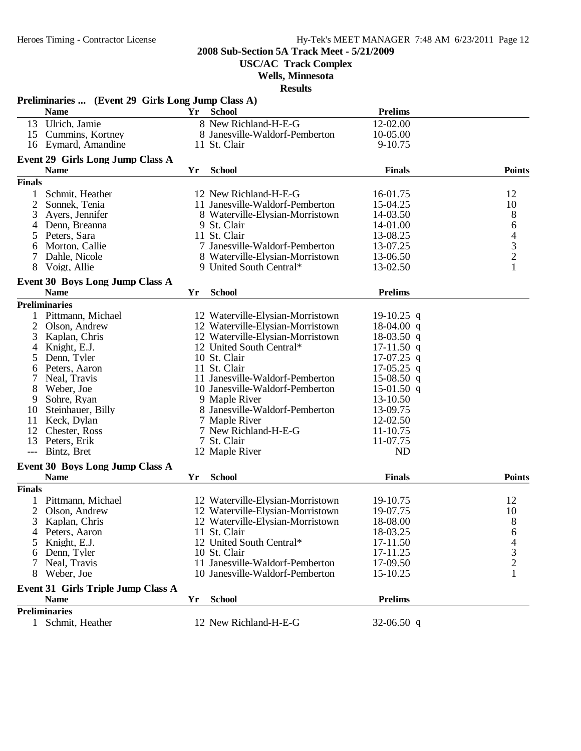**2008 Sub-Section 5A Track Meet - 5/21/2009**

**USC/AC Track Complex**

**Wells, Minnesota**

**Results**

### Preliminaries ... (Event 29 Girls Long Jump Class A)

| | Name | Yr | School | Prelims |
|---|---|---|---|---|
| 13 | Ulrich, Jamie | 8 | New Richland-H-E-G | 12-02.00 |
| 15 | Cummins, Kortney | 8 | Janesville-Waldorf-Pemberton | 10-05.00 |
| 16 | Eymard, Amandine | 11 | St. Clair | 9-10.75 |

### Event 29 Girls Long Jump Class A

| | Name | Yr | School | Finals | Points |
|---|---|---|---|---|---|
| **Finals** | | | | | |
| 1 | Schmit, Heather | 12 | New Richland-H-E-G | 16-01.75 | 12 |
| 2 | Sonnek, Tenia | 11 | Janesville-Waldorf-Pemberton | 15-04.25 | 10 |
| 3 | Ayers, Jennifer | 8 | Waterville-Elysian-Morristown | 14-03.50 | 8 |
| 4 | Denn, Breanna | 9 | St. Clair | 14-01.00 | 6 |
| 5 | Peters, Sara | 11 | St. Clair | 13-08.25 | 4 |
| 6 | Morton, Callie | 7 | Janesville-Waldorf-Pemberton | 13-07.25 | 3 |
| 7 | Dahle, Nicole | 8 | Waterville-Elysian-Morristown | 13-06.50 | 2 |
| 8 | Voigt, Allie | 9 | United South Central* | 13-02.50 | 1 |

### Event 30 Boys Long Jump Class A

| | Name | Yr | School | Prelims | |
|---|---|---|---|---|---|
| **Preliminaries** | | | | | |
| 1 | Pittmann, Michael | 12 | Waterville-Elysian-Morristown | 19-10.25 | q |
| 2 | Olson, Andrew | 12 | Waterville-Elysian-Morristown | 18-04.00 | q |
| 3 | Kaplan, Chris | 12 | Waterville-Elysian-Morristown | 18-03.50 | q |
| 4 | Knight, E.J. | 12 | United South Central* | 17-11.50 | q |
| 5 | Denn, Tyler | 10 | St. Clair | 17-07.25 | q |
| 6 | Peters, Aaron | 11 | St. Clair | 17-05.25 | q |
| 7 | Neal, Travis | 11 | Janesville-Waldorf-Pemberton | 15-08.50 | q |
| 8 | Weber, Joe | 10 | Janesville-Waldorf-Pemberton | 15-01.50 | q |
| 9 | Sohre, Ryan | 9 | Maple River | 13-10.50 | |
| 10 | Steinhauer, Billy | 8 | Janesville-Waldorf-Pemberton | 13-09.75 | |
| 11 | Keck, Dylan | 7 | Maple River | 12-02.50 | |
| 12 | Chester, Ross | 7 | New Richland-H-E-G | 11-10.75 | |
| 13 | Peters, Erik | 7 | St. Clair | 11-07.75 | |
| --- | Bintz, Bret | 12 | Maple River | ND | |

### Event 30 Boys Long Jump Class A

| | Name | Yr | School | Finals | Points |
|---|---|---|---|---|---|
| **Finals** | | | | | |
| 1 | Pittmann, Michael | 12 | Waterville-Elysian-Morristown | 19-10.75 | 12 |
| 2 | Olson, Andrew | 12 | Waterville-Elysian-Morristown | 19-07.75 | 10 |
| 3 | Kaplan, Chris | 12 | Waterville-Elysian-Morristown | 18-08.00 | 8 |
| 4 | Peters, Aaron | 11 | St. Clair | 18-03.25 | 6 |
| 5 | Knight, E.J. | 12 | United South Central* | 17-11.50 | 4 |
| 6 | Denn, Tyler | 10 | St. Clair | 17-11.25 | 3 |
| 7 | Neal, Travis | 11 | Janesville-Waldorf-Pemberton | 17-09.50 | 2 |
| 8 | Weber, Joe | 10 | Janesville-Waldorf-Pemberton | 15-10.25 | 1 |

### Event 31 Girls Triple Jump Class A

| | Name | Yr | School | Prelims | |
|---|---|---|---|---|---|
| **Preliminaries** | | | | | |
| 1 | Schmit, Heather | 12 | New Richland-H-E-G | 32-06.50 | q |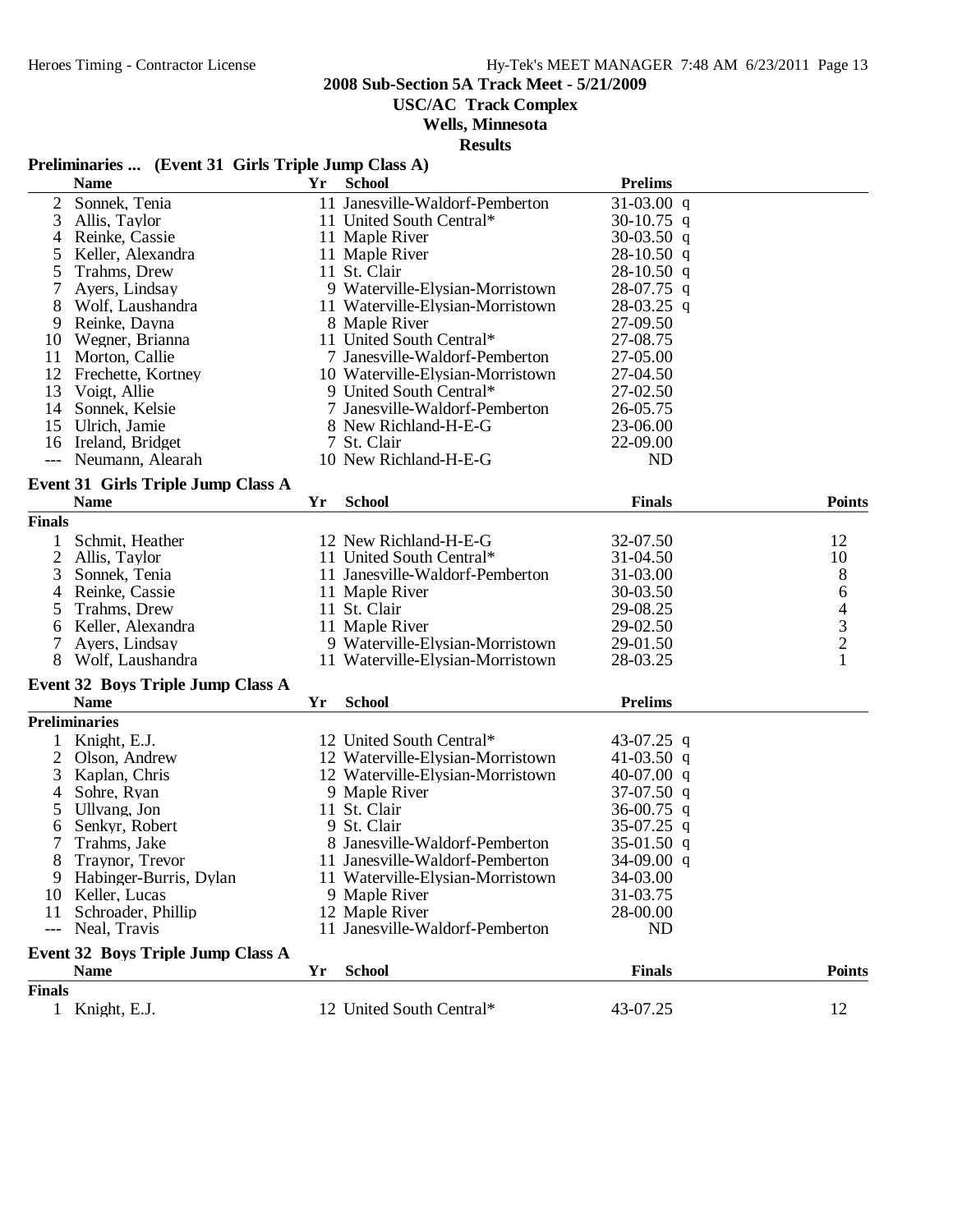**2008 Sub-Section 5A Track Meet - 5/21/2009**

**USC/AC Track Complex**

**Wells, Minnesota**

**Results**

### Preliminaries ... (Event 31 Girls Triple Jump Class A)

| | Name | Yr | School | Prelims | |
|---|---|---|---|---|---|
| 2 | Sonnek, Tenia | 11 | Janesville-Waldorf-Pemberton | 31-03.00 | q |
| 3 | Allis, Taylor | 11 | United South Central* | 30-10.75 | q |
| 4 | Reinke, Cassie | 11 | Maple River | 30-03.50 | q |
| 5 | Keller, Alexandra | 11 | Maple River | 28-10.50 | q |
| 5 | Trahms, Drew | 11 | St. Clair | 28-10.50 | q |
| 7 | Ayers, Lindsay | 9 | Waterville-Elysian-Morristown | 28-07.75 | q |
| 8 | Wolf, Laushandra | 11 | Waterville-Elysian-Morristown | 28-03.25 | q |
| 9 | Reinke, Dayna | 8 | Maple River | 27-09.50 | |
| 10 | Wegner, Brianna | 11 | United South Central* | 27-08.75 | |
| 11 | Morton, Callie | 7 | Janesville-Waldorf-Pemberton | 27-05.00 | |
| 12 | Frechette, Kortney | 10 | Waterville-Elysian-Morristown | 27-04.50 | |
| 13 | Voigt, Allie | 9 | United South Central* | 27-02.50 | |
| 14 | Sonnek, Kelsie | 7 | Janesville-Waldorf-Pemberton | 26-05.75 | |
| 15 | Ulrich, Jamie | 8 | New Richland-H-E-G | 23-06.00 | |
| 16 | Ireland, Bridget | 7 | St. Clair | 22-09.00 | |
| --- | Neumann, Alearah | 10 | New Richland-H-E-G | ND | |

### Event 31 Girls Triple Jump Class A

| | Name | Yr | School | Finals | Points |
|---|---|---|---|---|---|
| **Finals** | | | | | |
| 1 | Schmit, Heather | 12 | New Richland-H-E-G | 32-07.50 | 12 |
| 2 | Allis, Taylor | 11 | United South Central* | 31-04.50 | 10 |
| 3 | Sonnek, Tenia | 11 | Janesville-Waldorf-Pemberton | 31-03.00 | 8 |
| 4 | Reinke, Cassie | 11 | Maple River | 30-03.50 | 6 |
| 5 | Trahms, Drew | 11 | St. Clair | 29-08.25 | 4 |
| 6 | Keller, Alexandra | 11 | Maple River | 29-02.50 | 3 |
| 7 | Ayers, Lindsay | 9 | Waterville-Elysian-Morristown | 29-01.50 | 2 |
| 8 | Wolf, Laushandra | 11 | Waterville-Elysian-Morristown | 28-03.25 | 1 |

### Event 32 Boys Triple Jump Class A

| | Name | Yr | School | Prelims | |
|---|---|---|---|---|---|
| **Preliminaries** | | | | | |
| 1 | Knight, E.J. | 12 | United South Central* | 43-07.25 | q |
| 2 | Olson, Andrew | 12 | Waterville-Elysian-Morristown | 41-03.50 | q |
| 3 | Kaplan, Chris | 12 | Waterville-Elysian-Morristown | 40-07.00 | q |
| 4 | Sohre, Ryan | 9 | Maple River | 37-07.50 | q |
| 5 | Ullvang, Jon | 11 | St. Clair | 36-00.75 | q |
| 6 | Senkyr, Robert | 9 | St. Clair | 35-07.25 | q |
| 7 | Trahms, Jake | 8 | Janesville-Waldorf-Pemberton | 35-01.50 | q |
| 8 | Traynor, Trevor | 11 | Janesville-Waldorf-Pemberton | 34-09.00 | q |
| 9 | Habinger-Burris, Dylan | 11 | Waterville-Elysian-Morristown | 34-03.00 | |
| 10 | Keller, Lucas | 9 | Maple River | 31-03.75 | |
| 11 | Schroader, Phillip | 12 | Maple River | 28-00.00 | |
| --- | Neal, Travis | 11 | Janesville-Waldorf-Pemberton | ND | |

### Event 32 Boys Triple Jump Class A

| | Name | Yr | School | Finals | Points |
|---|---|---|---|---|---|
| **Finals** | | | | | |
| 1 | Knight, E.J. | 12 | United South Central* | 43-07.25 | 12 |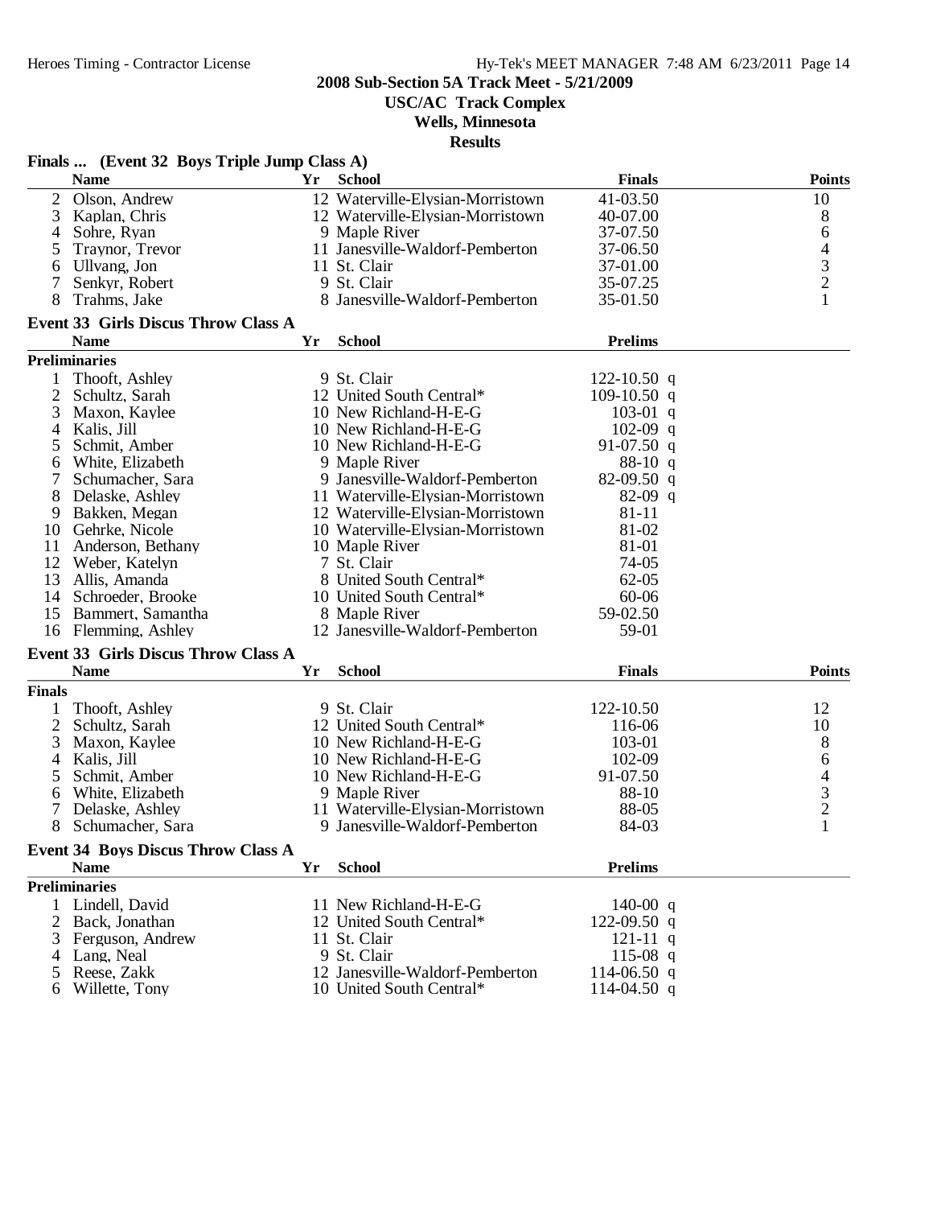# 2008 Sub-Section 5A Track Meet - 5/21/2009

**USC/AC Track Complex**

**Wells, Minnesota**

**Results**

### Finals ... (Event 32 Boys Triple Jump Class A)

| | Name | Yr | School | Finals | Points |
|---|---|---|---|---|---|
| 2 | Olson, Andrew | 12 | Waterville-Elysian-Morristown | 41-03.50 | 10 |
| 3 | Kaplan, Chris | 12 | Waterville-Elysian-Morristown | 40-07.00 | 8 |
| 4 | Sohre, Ryan | 9 | Maple River | 37-07.50 | 6 |
| 5 | Traynor, Trevor | 11 | Janesville-Waldorf-Pemberton | 37-06.50 | 4 |
| 6 | Ullvang, Jon | 11 | St. Clair | 37-01.00 | 3 |
| 7 | Senkyr, Robert | 9 | St. Clair | 35-07.25 | 2 |
| 8 | Trahms, Jake | 8 | Janesville-Waldorf-Pemberton | 35-01.50 | 1 |

### Event 33 Girls Discus Throw Class A

**Preliminaries**

| | Name | Yr | School | Prelims | |
|---|---|---|---|---|---|
| 1 | Thooft, Ashley | 9 | St. Clair | 122-10.50 | q |
| 2 | Schultz, Sarah | 12 | United South Central* | 109-10.50 | q |
| 3 | Maxon, Kaylee | 10 | New Richland-H-E-G | 103-01 | q |
| 4 | Kalis, Jill | 10 | New Richland-H-E-G | 102-09 | q |
| 5 | Schmit, Amber | 10 | New Richland-H-E-G | 91-07.50 | q |
| 6 | White, Elizabeth | 9 | Maple River | 88-10 | q |
| 7 | Schumacher, Sara | 9 | Janesville-Waldorf-Pemberton | 82-09.50 | q |
| 8 | Delaske, Ashley | 11 | Waterville-Elysian-Morristown | 82-09 | q |
| 9 | Bakken, Megan | 12 | Waterville-Elysian-Morristown | 81-11 | |
| 10 | Gehrke, Nicole | 10 | Waterville-Elysian-Morristown | 81-02 | |
| 11 | Anderson, Bethany | 10 | Maple River | 81-01 | |
| 12 | Weber, Katelyn | 7 | St. Clair | 74-05 | |
| 13 | Allis, Amanda | 8 | United South Central* | 62-05 | |
| 14 | Schroeder, Brooke | 10 | United South Central* | 60-06 | |
| 15 | Bammert, Samantha | 8 | Maple River | 59-02.50 | |
| 16 | Flemming, Ashley | 12 | Janesville-Waldorf-Pemberton | 59-01 | |

### Event 33 Girls Discus Throw Class A

**Finals**

| | Name | Yr | School | Finals | Points |
|---|---|---|---|---|---|
| 1 | Thooft, Ashley | 9 | St. Clair | 122-10.50 | 12 |
| 2 | Schultz, Sarah | 12 | United South Central* | 116-06 | 10 |
| 3 | Maxon, Kaylee | 10 | New Richland-H-E-G | 103-01 | 8 |
| 4 | Kalis, Jill | 10 | New Richland-H-E-G | 102-09 | 6 |
| 5 | Schmit, Amber | 10 | New Richland-H-E-G | 91-07.50 | 4 |
| 6 | White, Elizabeth | 9 | Maple River | 88-10 | 3 |
| 7 | Delaske, Ashley | 11 | Waterville-Elysian-Morristown | 88-05 | 2 |
| 8 | Schumacher, Sara | 9 | Janesville-Waldorf-Pemberton | 84-03 | 1 |

### Event 34 Boys Discus Throw Class A

**Preliminaries**

| | Name | Yr | School | Prelims | |
|---|---|---|---|---|---|
| 1 | Lindell, David | 11 | New Richland-H-E-G | 140-00 | q |
| 2 | Back, Jonathan | 12 | United South Central* | 122-09.50 | q |
| 3 | Ferguson, Andrew | 11 | St. Clair | 121-11 | q |
| 4 | Lang, Neal | 9 | St. Clair | 115-08 | q |
| 5 | Reese, Zakk | 12 | Janesville-Waldorf-Pemberton | 114-06.50 | q |
| 6 | Willette, Tony | 10 | United South Central* | 114-04.50 | q |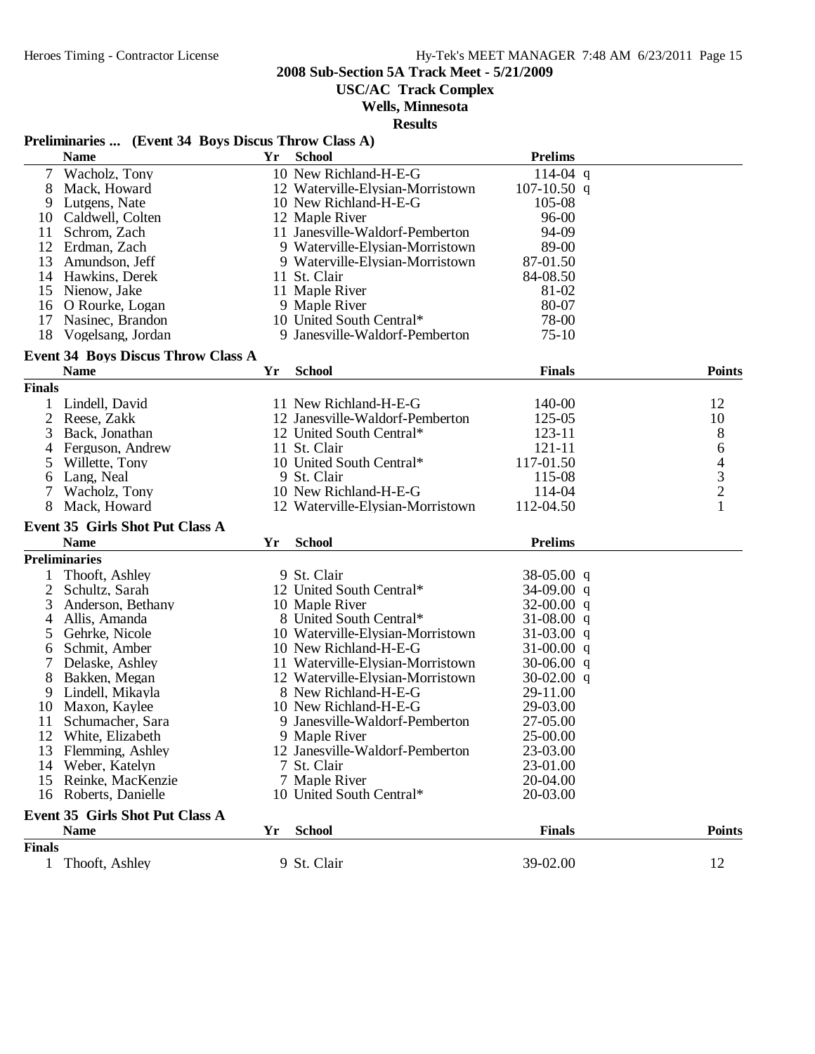**2008 Sub-Section 5A Track Meet - 5/21/2009**

**USC/AC Track Complex**

**Wells, Minnesota**

**Results**

### Preliminaries ... (Event 34 Boys Discus Throw Class A)

| | Name | Yr | School | Prelims | |
|---|---|---|---|---|---|
| 7 | Wacholz, Tony | 10 | New Richland-H-E-G | 114-04 | q |
| 8 | Mack, Howard | 12 | Waterville-Elysian-Morristown | 107-10.50 | q |
| 9 | Lutgens, Nate | 10 | New Richland-H-E-G | 105-08 | |
| 10 | Caldwell, Colten | 12 | Maple River | 96-00 | |
| 11 | Schrom, Zach | 11 | Janesville-Waldorf-Pemberton | 94-09 | |
| 12 | Erdman, Zach | 9 | Waterville-Elysian-Morristown | 89-00 | |
| 13 | Amundson, Jeff | 9 | Waterville-Elysian-Morristown | 87-01.50 | |
| 14 | Hawkins, Derek | 11 | St. Clair | 84-08.50 | |
| 15 | Nienow, Jake | 11 | Maple River | 81-02 | |
| 16 | O Rourke, Logan | 9 | Maple River | 80-07 | |
| 17 | Nasinec, Brandon | 10 | United South Central* | 78-00 | |
| 18 | Vogelsang, Jordan | 9 | Janesville-Waldorf-Pemberton | 75-10 | |

### Event 34 Boys Discus Throw Class A

| | Name | Yr | School | Finals | Points |
|---|---|---|---|---|---|
| **Finals** | | | | | |
| 1 | Lindell, David | 11 | New Richland-H-E-G | 140-00 | 12 |
| 2 | Reese, Zakk | 12 | Janesville-Waldorf-Pemberton | 125-05 | 10 |
| 3 | Back, Jonathan | 12 | United South Central* | 123-11 | 8 |
| 4 | Ferguson, Andrew | 11 | St. Clair | 121-11 | 6 |
| 5 | Willette, Tony | 10 | United South Central* | 117-01.50 | 4 |
| 6 | Lang, Neal | 9 | St. Clair | 115-08 | 3 |
| 7 | Wacholz, Tony | 10 | New Richland-H-E-G | 114-04 | 2 |
| 8 | Mack, Howard | 12 | Waterville-Elysian-Morristown | 112-04.50 | 1 |

### Event 35 Girls Shot Put Class A

| | Name | Yr | School | Prelims | |
|---|---|---|---|---|---|
| **Preliminaries** | | | | | |
| 1 | Thooft, Ashley | 9 | St. Clair | 38-05.00 | q |
| 2 | Schultz, Sarah | 12 | United South Central* | 34-09.00 | q |
| 3 | Anderson, Bethany | 10 | Maple River | 32-00.00 | q |
| 4 | Allis, Amanda | 8 | United South Central* | 31-08.00 | q |
| 5 | Gehrke, Nicole | 10 | Waterville-Elysian-Morristown | 31-03.00 | q |
| 6 | Schmit, Amber | 10 | New Richland-H-E-G | 31-00.00 | q |
| 7 | Delaske, Ashley | 11 | Waterville-Elysian-Morristown | 30-06.00 | q |
| 8 | Bakken, Megan | 12 | Waterville-Elysian-Morristown | 30-02.00 | q |
| 9 | Lindell, Mikayla | 8 | New Richland-H-E-G | 29-11.00 | |
| 10 | Maxon, Kaylee | 10 | New Richland-H-E-G | 29-03.00 | |
| 11 | Schumacher, Sara | 9 | Janesville-Waldorf-Pemberton | 27-05.00 | |
| 12 | White, Elizabeth | 9 | Maple River | 25-00.00 | |
| 13 | Flemming, Ashley | 12 | Janesville-Waldorf-Pemberton | 23-03.00 | |
| 14 | Weber, Katelyn | 7 | St. Clair | 23-01.00 | |
| 15 | Reinke, MacKenzie | 7 | Maple River | 20-04.00 | |
| 16 | Roberts, Danielle | 10 | United South Central* | 20-03.00 | |

### Event 35 Girls Shot Put Class A

| | Name | Yr | School | Finals | Points |
|---|---|---|---|---|---|
| **Finals** | | | | | |
| 1 | Thooft, Ashley | 9 | St. Clair | 39-02.00 | 12 |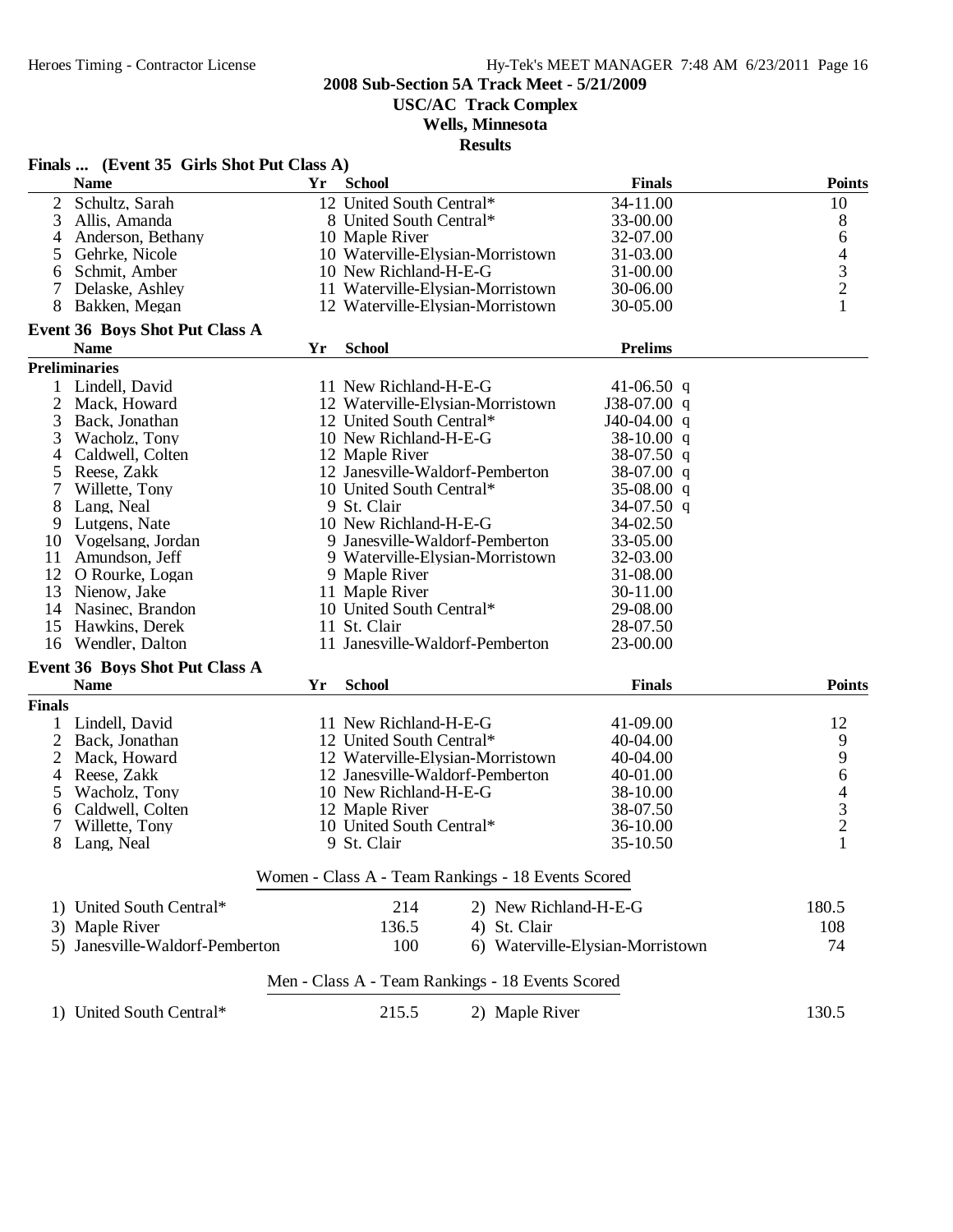**2008 Sub-Section 5A Track Meet - 5/21/2009**
**USC/AC Track Complex**
**Wells, Minnesota**
**Results**

**Finals ... (Event 35 Girls Shot Put Class A)**

| | Name | Yr | School | Finals | Points |
|---|---|---|---|---|---|
| 2 | Schultz, Sarah | 12 | United South Central* | 34-11.00 | 10 |
| 3 | Allis, Amanda | 8 | United South Central* | 33-00.00 | 8 |
| 4 | Anderson, Bethany | 10 | Maple River | 32-07.00 | 6 |
| 5 | Gehrke, Nicole | 10 | Waterville-Elysian-Morristown | 31-03.00 | 4 |
| 6 | Schmit, Amber | 10 | New Richland-H-E-G | 31-00.00 | 3 |
| 7 | Delaske, Ashley | 11 | Waterville-Elysian-Morristown | 30-06.00 | 2 |
| 8 | Bakken, Megan | 12 | Waterville-Elysian-Morristown | 30-05.00 | 1 |

**Event 36 Boys Shot Put Class A**

**Preliminaries**

| | Name | Yr | School | Prelims | |
|---|---|---|---|---|---|
| 1 | Lindell, David | 11 | New Richland-H-E-G | 41-06.50 | q |
| 2 | Mack, Howard | 12 | Waterville-Elysian-Morristown | J38-07.00 | q |
| 3 | Back, Jonathan | 12 | United South Central* | J40-04.00 | q |
| 3 | Wacholz, Tony | 10 | New Richland-H-E-G | 38-10.00 | q |
| 4 | Caldwell, Colten | 12 | Maple River | 38-07.50 | q |
| 5 | Reese, Zakk | 12 | Janesville-Waldorf-Pemberton | 38-07.00 | q |
| 7 | Willette, Tony | 10 | United South Central* | 35-08.00 | q |
| 8 | Lang, Neal | 9 | St. Clair | 34-07.50 | q |
| 9 | Lutgens, Nate | 10 | New Richland-H-E-G | 34-02.50 | |
| 10 | Vogelsang, Jordan | 9 | Janesville-Waldorf-Pemberton | 33-05.00 | |
| 11 | Amundson, Jeff | 9 | Waterville-Elysian-Morristown | 32-03.00 | |
| 12 | O Rourke, Logan | 9 | Maple River | 31-08.00 | |
| 13 | Nienow, Jake | 11 | Maple River | 30-11.00 | |
| 14 | Nasinec, Brandon | 10 | United South Central* | 29-08.00 | |
| 15 | Hawkins, Derek | 11 | St. Clair | 28-07.50 | |
| 16 | Wendler, Dalton | 11 | Janesville-Waldorf-Pemberton | 23-00.00 | |

**Event 36 Boys Shot Put Class A**

**Finals**

| | Name | Yr | School | Finals | Points |
|---|---|---|---|---|---|
| 1 | Lindell, David | 11 | New Richland-H-E-G | 41-09.00 | 12 |
| 2 | Back, Jonathan | 12 | United South Central* | 40-04.00 | 9 |
| 2 | Mack, Howard | 12 | Waterville-Elysian-Morristown | 40-04.00 | 9 |
| 4 | Reese, Zakk | 12 | Janesville-Waldorf-Pemberton | 40-01.00 | 6 |
| 5 | Wacholz, Tony | 10 | New Richland-H-E-G | 38-10.00 | 4 |
| 6 | Caldwell, Colten | 12 | Maple River | 38-07.50 | 3 |
| 7 | Willette, Tony | 10 | United South Central* | 36-10.00 | 2 |
| 8 | Lang, Neal | 9 | St. Clair | 35-10.50 | 1 |

**Women - Class A - Team Rankings - 18 Events Scored**

| | | | |
|---|---|---|---|
| 1) United South Central* | 214 | 2) New Richland-H-E-G | 180.5 |
| 3) Maple River | 136.5 | 4) St. Clair | 108 |
| 5) Janesville-Waldorf-Pemberton | 100 | 6) Waterville-Elysian-Morristown | 74 |

**Men - Class A - Team Rankings - 18 Events Scored**

| | | | |
|---|---|---|---|
| 1) United South Central* | 215.5 | 2) Maple River | 130.5 |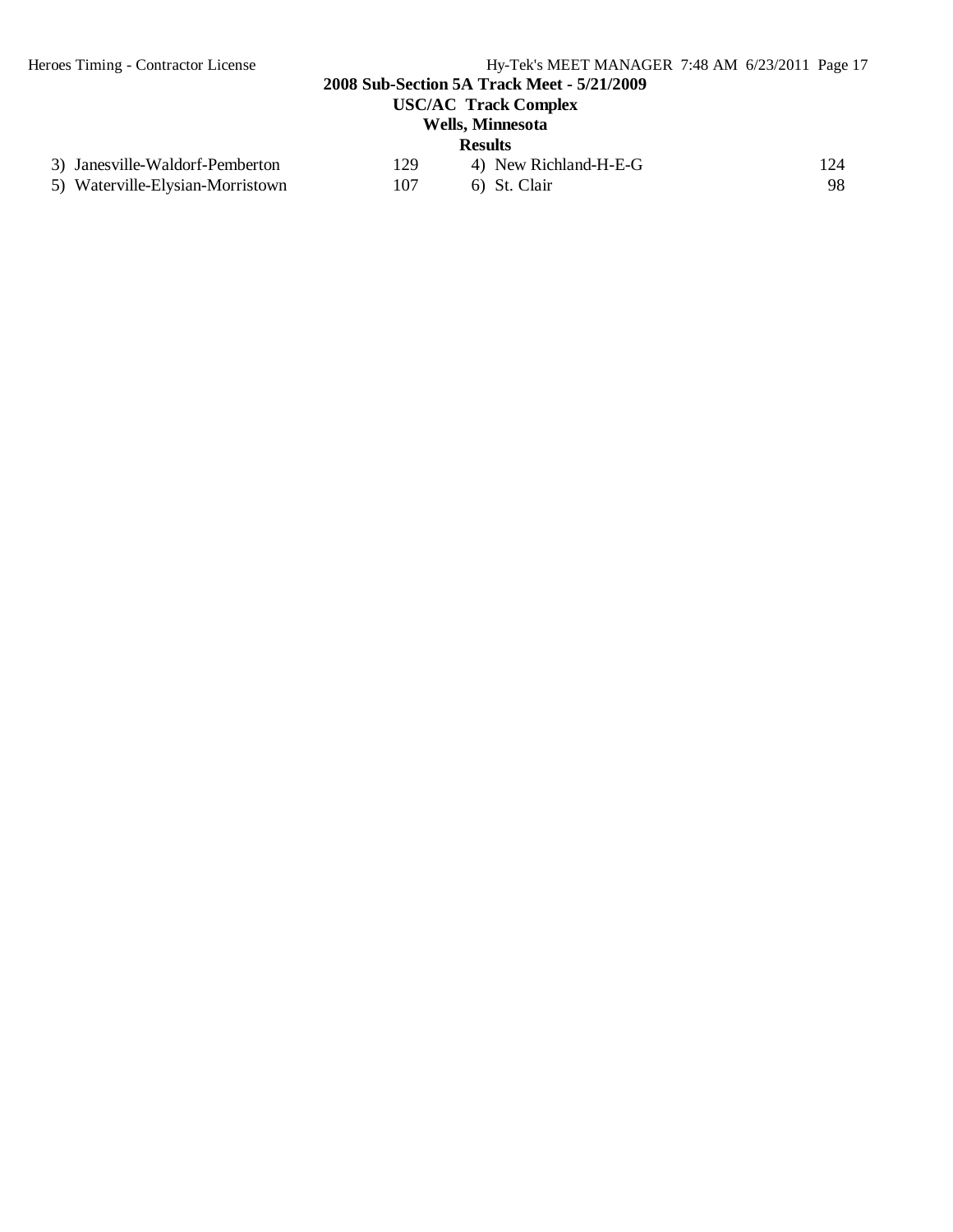2008 Sub-Section 5A Track Meet - 5/21/2009

USC/AC Track Complex

Wells, Minnesota

**Results**

| | | | |
|---|---|---|---|
| 3) Janesville-Waldorf-Pemberton | 129 | 4) New Richland-H-E-G | 124 |
| 5) Waterville-Elysian-Morristown | 107 | 6) St. Clair | 98 |